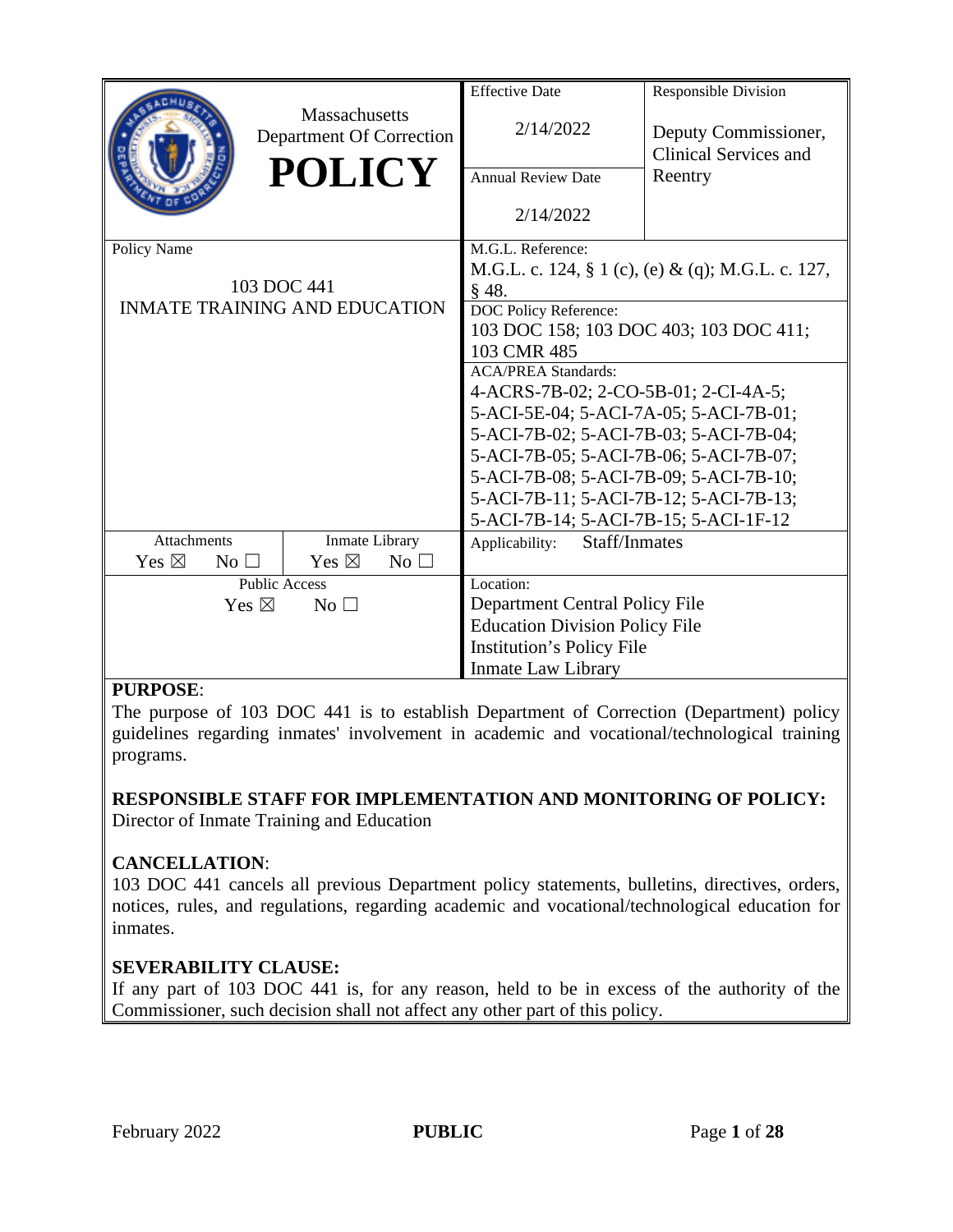| Massachusetts Department Of Correction **POLICY** | Effective Date<br>2/14/2022 | Responsible Division<br>Deputy Commissioner, Clinical Services and Reentry |
|---|---|---|
| | Annual Review Date<br>2/14/2022 | |
| Policy Name<br>103 DOC 441<br>INMATE TRAINING AND EDUCATION | M.G.L. Reference:<br>M.G.L. c. 124, § 1 (c), (e) & (q); M.G.L. c. 127, § 48. | |
| | DOC Policy Reference:<br>103 DOC 158; 103 DOC 403; 103 DOC 411; 103 CMR 485 | |
| | ACA/PREA Standards:<br>4-ACRS-7B-02; 2-CO-5B-01; 2-CI-4A-5; 5-ACI-5E-04; 5-ACI-7A-05; 5-ACI-7B-01; 5-ACI-7B-02; 5-ACI-7B-03; 5-ACI-7B-04; 5-ACI-7B-05; 5-ACI-7B-06; 5-ACI-7B-07; 5-ACI-7B-08; 5-ACI-7B-09; 5-ACI-7B-10; 5-ACI-7B-11; 5-ACI-7B-12; 5-ACI-7B-13; 5-ACI-7B-14; 5-ACI-7B-15; 5-ACI-1F-12 | |
| Attachments: Yes ☒ No ☐ / Inmate Library: Yes ☒ No ☐ | Applicability: Staff/Inmates | |
| Public Access: Yes ☒ No ☐ | Location:<br>Department Central Policy File<br>Education Division Policy File<br>Institution's Policy File<br>Inmate Law Library | |

**PURPOSE**:

The purpose of 103 DOC 441 is to establish Department of Correction (Department) policy guidelines regarding inmates' involvement in academic and vocational/technological training programs.

**RESPONSIBLE STAFF FOR IMPLEMENTATION AND MONITORING OF POLICY:**

Director of Inmate Training and Education

**CANCELLATION**:

103 DOC 441 cancels all previous Department policy statements, bulletins, directives, orders, notices, rules, and regulations, regarding academic and vocational/technological education for inmates.

**SEVERABILITY CLAUSE:**

If any part of 103 DOC 441 is, for any reason, held to be in excess of the authority of the Commissioner, such decision shall not affect any other part of this policy.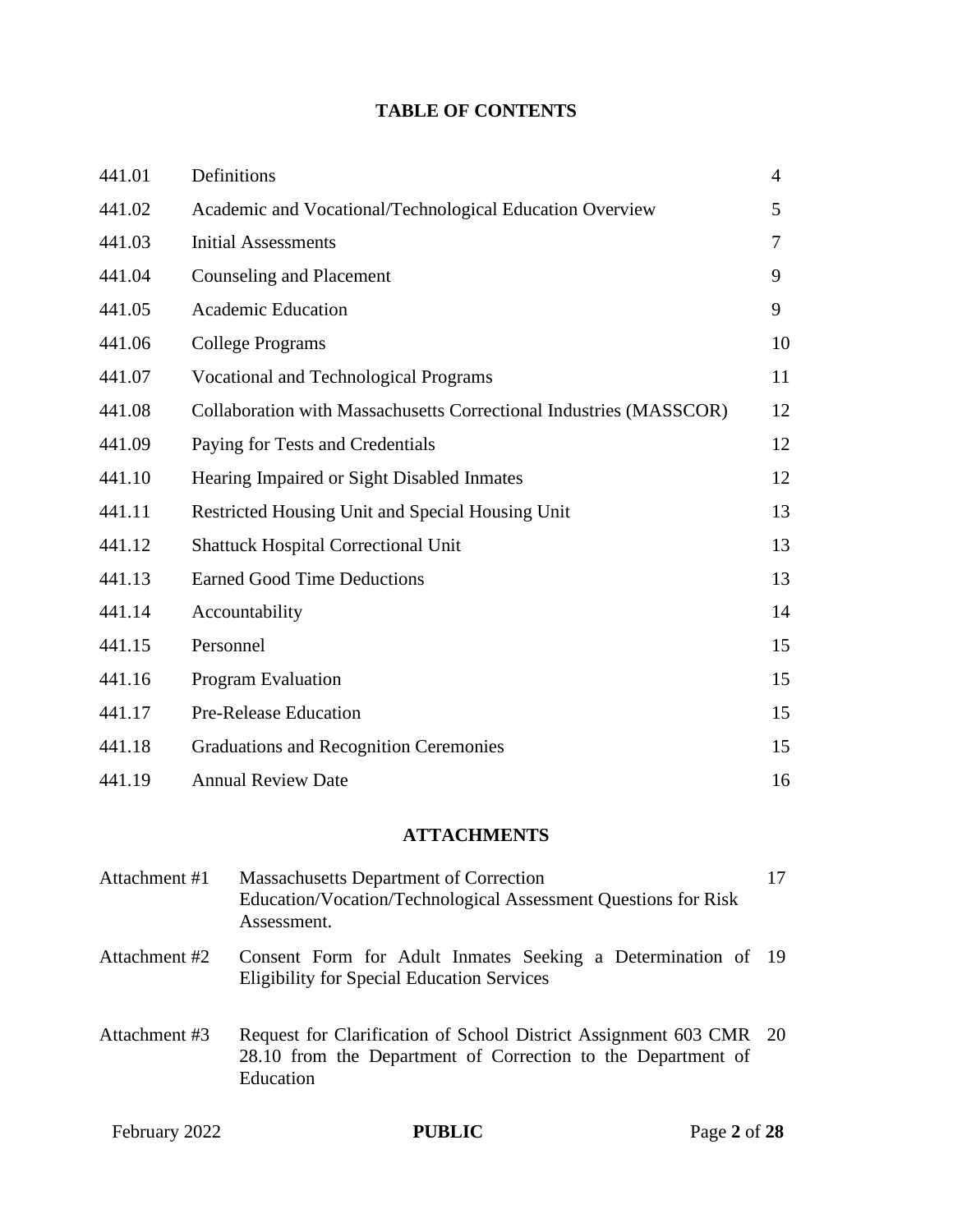## TABLE OF CONTENTS

| | | |
|---|---|---|
| 441.01 | Definitions | 4 |
| 441.02 | Academic and Vocational/Technological Education Overview | 5 |
| 441.03 | Initial Assessments | 7 |
| 441.04 | Counseling and Placement | 9 |
| 441.05 | Academic Education | 9 |
| 441.06 | College Programs | 10 |
| 441.07 | Vocational and Technological Programs | 11 |
| 441.08 | Collaboration with Massachusetts Correctional Industries (MASSCOR) | 12 |
| 441.09 | Paying for Tests and Credentials | 12 |
| 441.10 | Hearing Impaired or Sight Disabled Inmates | 12 |
| 441.11 | Restricted Housing Unit and Special Housing Unit | 13 |
| 441.12 | Shattuck Hospital Correctional Unit | 13 |
| 441.13 | Earned Good Time Deductions | 13 |
| 441.14 | Accountability | 14 |
| 441.15 | Personnel | 15 |
| 441.16 | Program Evaluation | 15 |
| 441.17 | Pre-Release Education | 15 |
| 441.18 | Graduations and Recognition Ceremonies | 15 |
| 441.19 | Annual Review Date | 16 |

## ATTACHMENTS

| | | |
|---|---|---|
| Attachment #1 | Massachusetts Department of Correction Education/Vocation/Technological Assessment Questions for Risk Assessment. | 17 |
| Attachment #2 | Consent Form for Adult Inmates Seeking a Determination of Eligibility for Special Education Services | 19 |
| Attachment #3 | Request for Clarification of School District Assignment 603 CMR 28.10 from the Department of Correction to the Department of Education | 20 |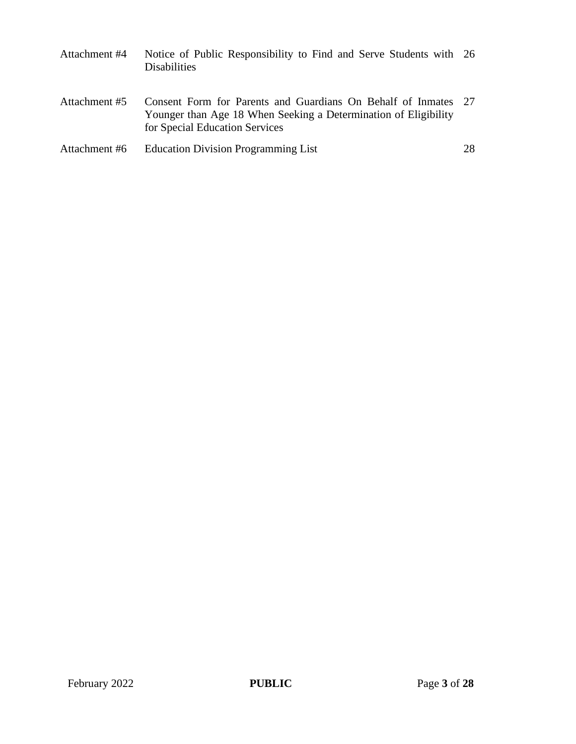| | | |
|---|---|---|
| Attachment #4 | Notice of Public Responsibility to Find and Serve Students with Disabilities | 26 |
| Attachment #5 | Consent Form for Parents and Guardians On Behalf of Inmates Younger than Age 18 When Seeking a Determination of Eligibility for Special Education Services | 27 |
| Attachment #6 | Education Division Programming List | 28 |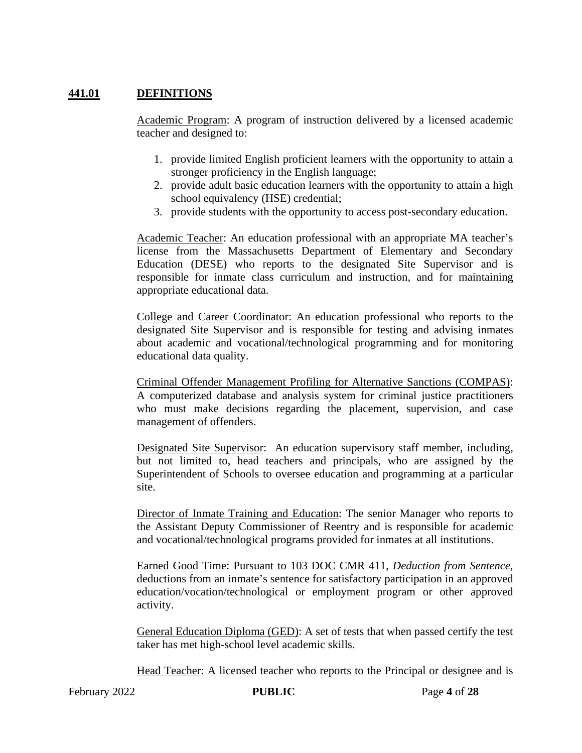## 441.01 DEFINITIONS

Academic Program: A program of instruction delivered by a licensed academic teacher and designed to:

1. provide limited English proficient learners with the opportunity to attain a stronger proficiency in the English language;
2. provide adult basic education learners with the opportunity to attain a high school equivalency (HSE) credential;
3. provide students with the opportunity to access post-secondary education.

Academic Teacher: An education professional with an appropriate MA teacher's license from the Massachusetts Department of Elementary and Secondary Education (DESE) who reports to the designated Site Supervisor and is responsible for inmate class curriculum and instruction, and for maintaining appropriate educational data.

College and Career Coordinator: An education professional who reports to the designated Site Supervisor and is responsible for testing and advising inmates about academic and vocational/technological programming and for monitoring educational data quality.

Criminal Offender Management Profiling for Alternative Sanctions (COMPAS): A computerized database and analysis system for criminal justice practitioners who must make decisions regarding the placement, supervision, and case management of offenders.

Designated Site Supervisor: An education supervisory staff member, including, but not limited to, head teachers and principals, who are assigned by the Superintendent of Schools to oversee education and programming at a particular site.

Director of Inmate Training and Education: The senior Manager who reports to the Assistant Deputy Commissioner of Reentry and is responsible for academic and vocational/technological programs provided for inmates at all institutions.

Earned Good Time: Pursuant to 103 DOC CMR 411, *Deduction from Sentence*, deductions from an inmate's sentence for satisfactory participation in an approved education/vocation/technological or employment program or other approved activity.

General Education Diploma (GED): A set of tests that when passed certify the test taker has met high-school level academic skills.

Head Teacher: A licensed teacher who reports to the Principal or designee and is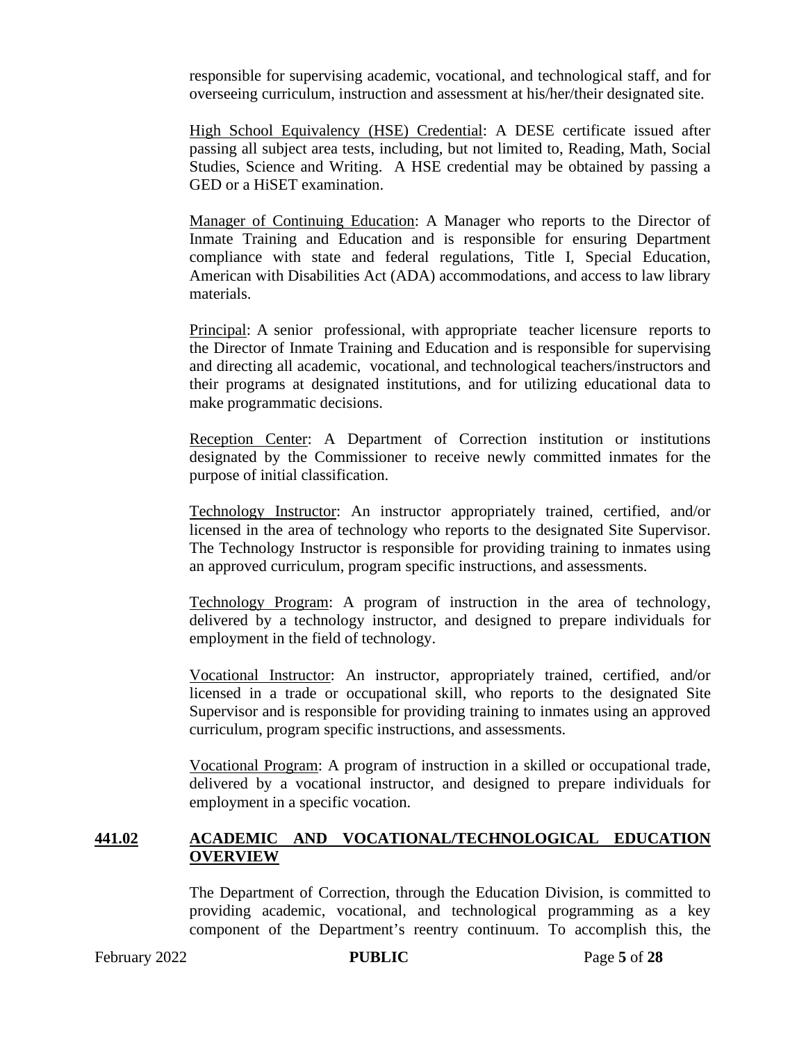responsible for supervising academic, vocational, and technological staff, and for overseeing curriculum, instruction and assessment at his/her/their designated site.

High School Equivalency (HSE) Credential: A DESE certificate issued after passing all subject area tests, including, but not limited to, Reading, Math, Social Studies, Science and Writing. A HSE credential may be obtained by passing a GED or a HiSET examination.

Manager of Continuing Education: A Manager who reports to the Director of Inmate Training and Education and is responsible for ensuring Department compliance with state and federal regulations, Title I, Special Education, American with Disabilities Act (ADA) accommodations, and access to law library materials.

Principal: A senior professional, with appropriate teacher licensure reports to the Director of Inmate Training and Education and is responsible for supervising and directing all academic, vocational, and technological teachers/instructors and their programs at designated institutions, and for utilizing educational data to make programmatic decisions.

Reception Center: A Department of Correction institution or institutions designated by the Commissioner to receive newly committed inmates for the purpose of initial classification.

Technology Instructor: An instructor appropriately trained, certified, and/or licensed in the area of technology who reports to the designated Site Supervisor. The Technology Instructor is responsible for providing training to inmates using an approved curriculum, program specific instructions, and assessments.

Technology Program: A program of instruction in the area of technology, delivered by a technology instructor, and designed to prepare individuals for employment in the field of technology.

Vocational Instructor: An instructor, appropriately trained, certified, and/or licensed in a trade or occupational skill, who reports to the designated Site Supervisor and is responsible for providing training to inmates using an approved curriculum, program specific instructions, and assessments.

Vocational Program: A program of instruction in a skilled or occupational trade, delivered by a vocational instructor, and designed to prepare individuals for employment in a specific vocation.

## 441.02 ACADEMIC AND VOCATIONAL/TECHNOLOGICAL EDUCATION OVERVIEW

The Department of Correction, through the Education Division, is committed to providing academic, vocational, and technological programming as a key component of the Department's reentry continuum. To accomplish this, the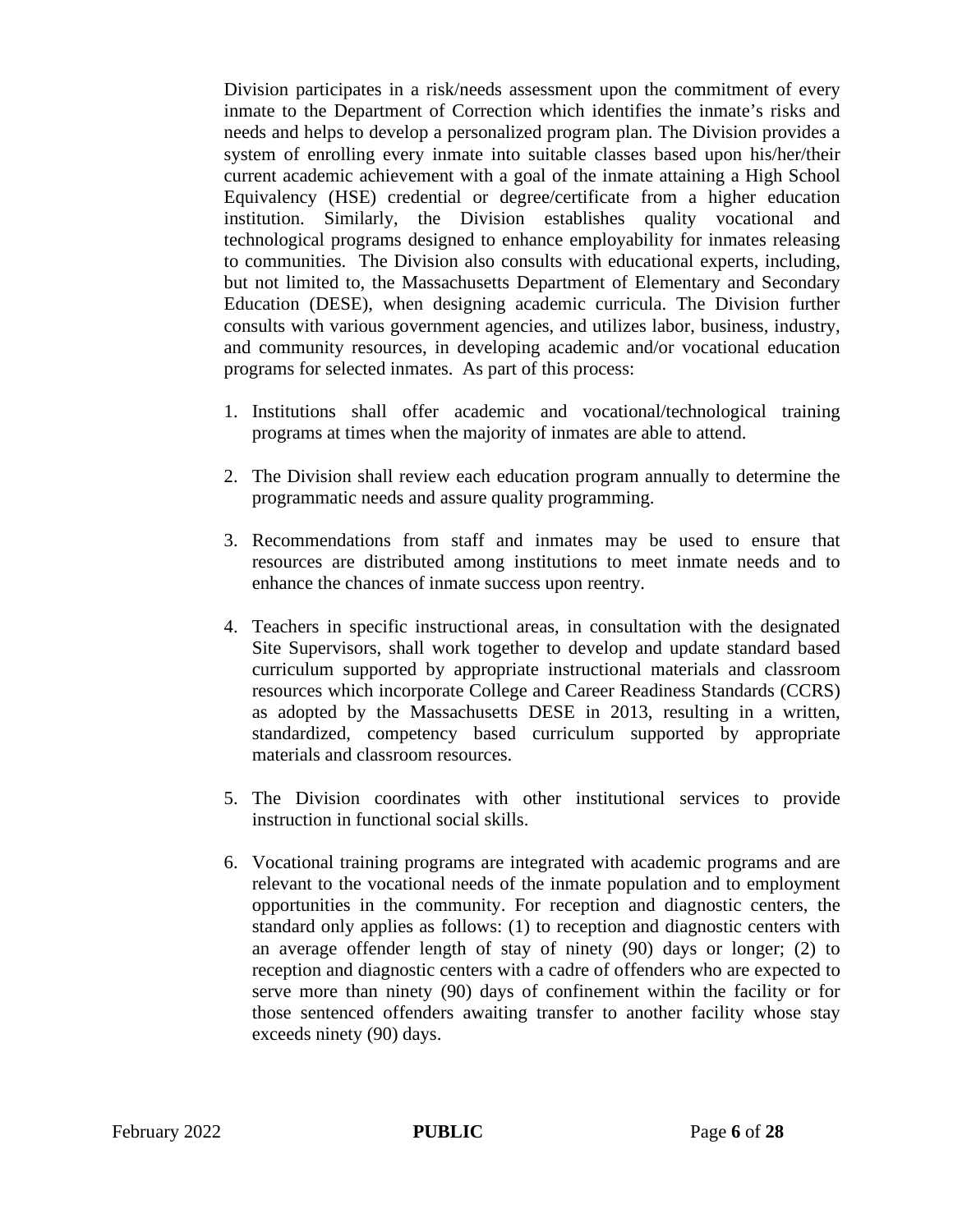Division participates in a risk/needs assessment upon the commitment of every inmate to the Department of Correction which identifies the inmate's risks and needs and helps to develop a personalized program plan. The Division provides a system of enrolling every inmate into suitable classes based upon his/her/their current academic achievement with a goal of the inmate attaining a High School Equivalency (HSE) credential or degree/certificate from a higher education institution. Similarly, the Division establishes quality vocational and technological programs designed to enhance employability for inmates releasing to communities. The Division also consults with educational experts, including, but not limited to, the Massachusetts Department of Elementary and Secondary Education (DESE), when designing academic curricula. The Division further consults with various government agencies, and utilizes labor, business, industry, and community resources, in developing academic and/or vocational education programs for selected inmates. As part of this process:

1. Institutions shall offer academic and vocational/technological training programs at times when the majority of inmates are able to attend.

2. The Division shall review each education program annually to determine the programmatic needs and assure quality programming.

3. Recommendations from staff and inmates may be used to ensure that resources are distributed among institutions to meet inmate needs and to enhance the chances of inmate success upon reentry.

4. Teachers in specific instructional areas, in consultation with the designated Site Supervisors, shall work together to develop and update standard based curriculum supported by appropriate instructional materials and classroom resources which incorporate College and Career Readiness Standards (CCRS) as adopted by the Massachusetts DESE in 2013, resulting in a written, standardized, competency based curriculum supported by appropriate materials and classroom resources.

5. The Division coordinates with other institutional services to provide instruction in functional social skills.

6. Vocational training programs are integrated with academic programs and are relevant to the vocational needs of the inmate population and to employment opportunities in the community. For reception and diagnostic centers, the standard only applies as follows: (1) to reception and diagnostic centers with an average offender length of stay of ninety (90) days or longer; (2) to reception and diagnostic centers with a cadre of offenders who are expected to serve more than ninety (90) days of confinement within the facility or for those sentenced offenders awaiting transfer to another facility whose stay exceeds ninety (90) days.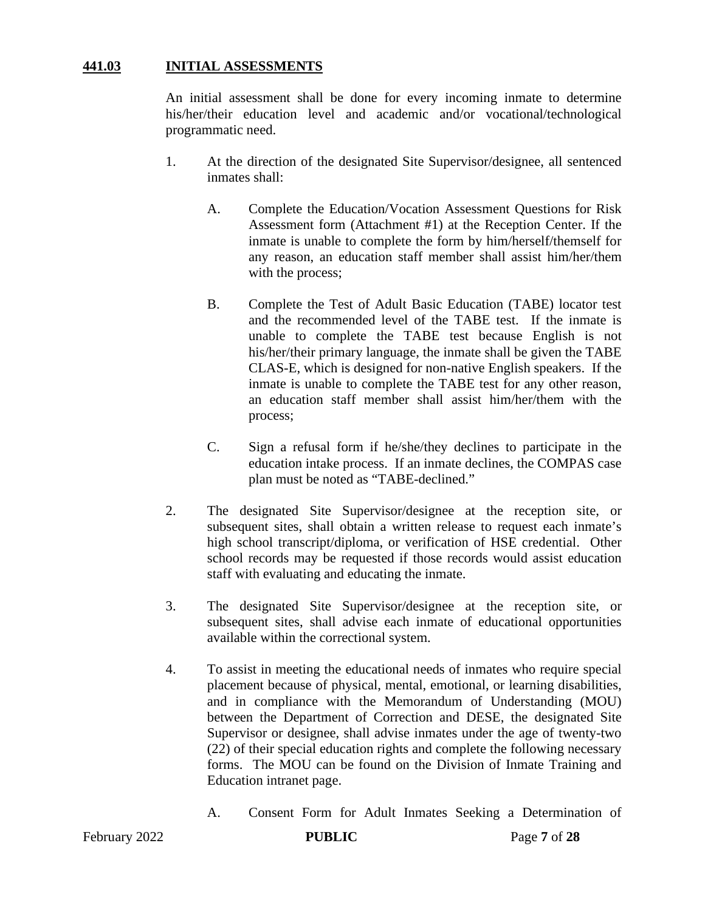## **441.03 INITIAL ASSESSMENTS**

An initial assessment shall be done for every incoming inmate to determine his/her/their education level and academic and/or vocational/technological programmatic need.

1. At the direction of the designated Site Supervisor/designee, all sentenced inmates shall:

    A. Complete the Education/Vocation Assessment Questions for Risk Assessment form (Attachment #1) at the Reception Center. If the inmate is unable to complete the form by him/herself/themself for any reason, an education staff member shall assist him/her/them with the process;

    B. Complete the Test of Adult Basic Education (TABE) locator test and the recommended level of the TABE test. If the inmate is unable to complete the TABE test because English is not his/her/their primary language, the inmate shall be given the TABE CLAS-E, which is designed for non-native English speakers. If the inmate is unable to complete the TABE test for any other reason, an education staff member shall assist him/her/them with the process;

    C. Sign a refusal form if he/she/they declines to participate in the education intake process. If an inmate declines, the COMPAS case plan must be noted as "TABE-declined."

2. The designated Site Supervisor/designee at the reception site, or subsequent sites, shall obtain a written release to request each inmate's high school transcript/diploma, or verification of HSE credential. Other school records may be requested if those records would assist education staff with evaluating and educating the inmate.

3. The designated Site Supervisor/designee at the reception site, or subsequent sites, shall advise each inmate of educational opportunities available within the correctional system.

4. To assist in meeting the educational needs of inmates who require special placement because of physical, mental, emotional, or learning disabilities, and in compliance with the Memorandum of Understanding (MOU) between the Department of Correction and DESE, the designated Site Supervisor or designee, shall advise inmates under the age of twenty-two (22) of their special education rights and complete the following necessary forms. The MOU can be found on the Division of Inmate Training and Education intranet page.

    A. Consent Form for Adult Inmates Seeking a Determination of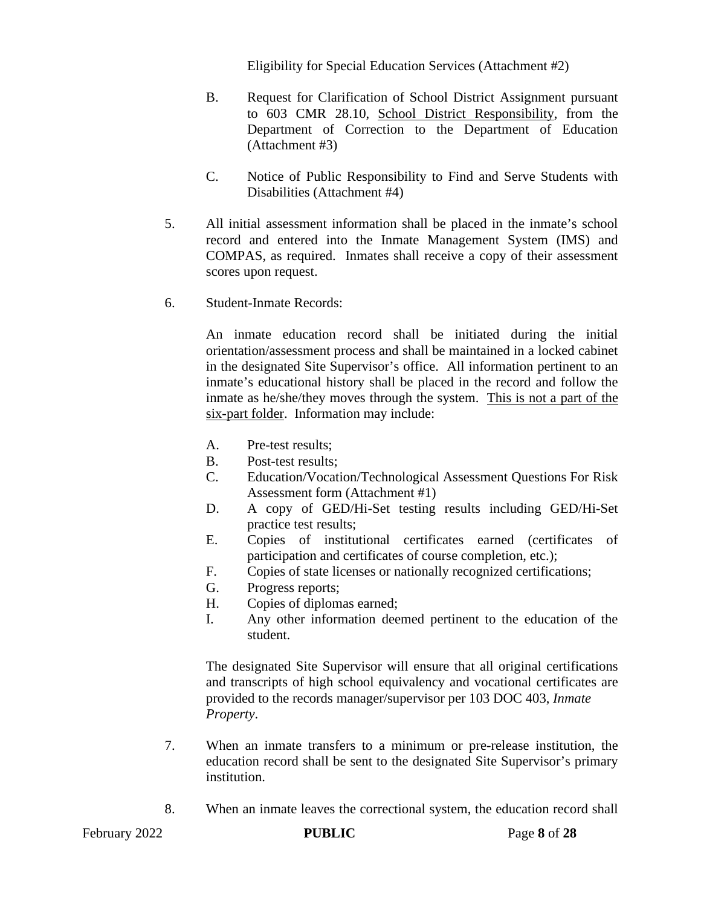Eligibility for Special Education Services (Attachment #2)

B. Request for Clarification of School District Assignment pursuant to 603 CMR 28.10, School District Responsibility, from the Department of Correction to the Department of Education (Attachment #3)

C. Notice of Public Responsibility to Find and Serve Students with Disabilities (Attachment #4)

5. All initial assessment information shall be placed in the inmate's school record and entered into the Inmate Management System (IMS) and COMPAS, as required. Inmates shall receive a copy of their assessment scores upon request.

6. Student-Inmate Records:

   An inmate education record shall be initiated during the initial orientation/assessment process and shall be maintained in a locked cabinet in the designated Site Supervisor's office. All information pertinent to an inmate's educational history shall be placed in the record and follow the inmate as he/she/they moves through the system. This is not a part of the six-part folder. Information may include:

   A. Pre-test results;
   B. Post-test results;
   C. Education/Vocation/Technological Assessment Questions For Risk Assessment form (Attachment #1)
   D. A copy of GED/Hi-Set testing results including GED/Hi-Set practice test results;
   E. Copies of institutional certificates earned (certificates of participation and certificates of course completion, etc.);
   F. Copies of state licenses or nationally recognized certifications;
   G. Progress reports;
   H. Copies of diplomas earned;
   I. Any other information deemed pertinent to the education of the student.

   The designated Site Supervisor will ensure that all original certifications and transcripts of high school equivalency and vocational certificates are provided to the records manager/supervisor per 103 DOC 403, *Inmate Property*.

7. When an inmate transfers to a minimum or pre-release institution, the education record shall be sent to the designated Site Supervisor's primary institution.

8. When an inmate leaves the correctional system, the education record shall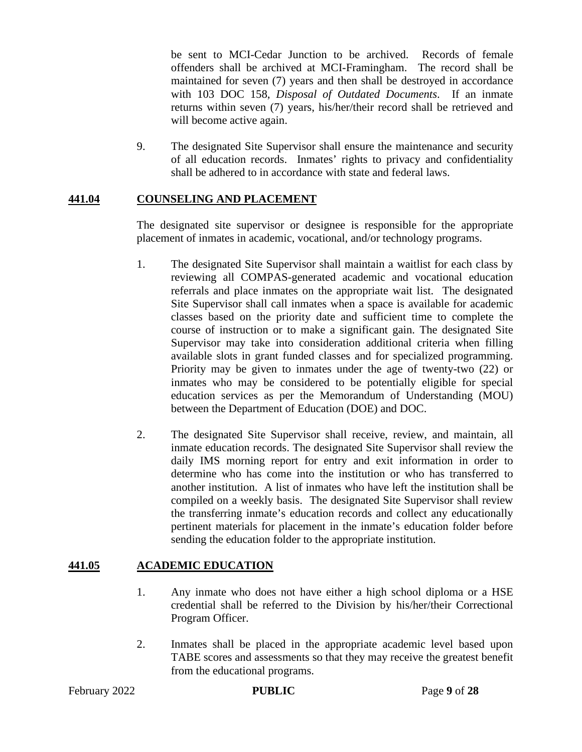be sent to MCI-Cedar Junction to be archived. Records of female offenders shall be archived at MCI-Framingham. The record shall be maintained for seven (7) years and then shall be destroyed in accordance with 103 DOC 158, *Disposal of Outdated Documents*. If an inmate returns within seven (7) years, his/her/their record shall be retrieved and will become active again.

9. The designated Site Supervisor shall ensure the maintenance and security of all education records. Inmates' rights to privacy and confidentiality shall be adhered to in accordance with state and federal laws.

## 441.04 COUNSELING AND PLACEMENT

The designated site supervisor or designee is responsible for the appropriate placement of inmates in academic, vocational, and/or technology programs.

1. The designated Site Supervisor shall maintain a waitlist for each class by reviewing all COMPAS-generated academic and vocational education referrals and place inmates on the appropriate wait list. The designated Site Supervisor shall call inmates when a space is available for academic classes based on the priority date and sufficient time to complete the course of instruction or to make a significant gain. The designated Site Supervisor may take into consideration additional criteria when filling available slots in grant funded classes and for specialized programming. Priority may be given to inmates under the age of twenty-two (22) or inmates who may be considered to be potentially eligible for special education services as per the Memorandum of Understanding (MOU) between the Department of Education (DOE) and DOC.

2. The designated Site Supervisor shall receive, review, and maintain, all inmate education records. The designated Site Supervisor shall review the daily IMS morning report for entry and exit information in order to determine who has come into the institution or who has transferred to another institution. A list of inmates who have left the institution shall be compiled on a weekly basis. The designated Site Supervisor shall review the transferring inmate's education records and collect any educationally pertinent materials for placement in the inmate's education folder before sending the education folder to the appropriate institution.

## 441.05 ACADEMIC EDUCATION

1. Any inmate who does not have either a high school diploma or a HSE credential shall be referred to the Division by his/her/their Correctional Program Officer.

2. Inmates shall be placed in the appropriate academic level based upon TABE scores and assessments so that they may receive the greatest benefit from the educational programs.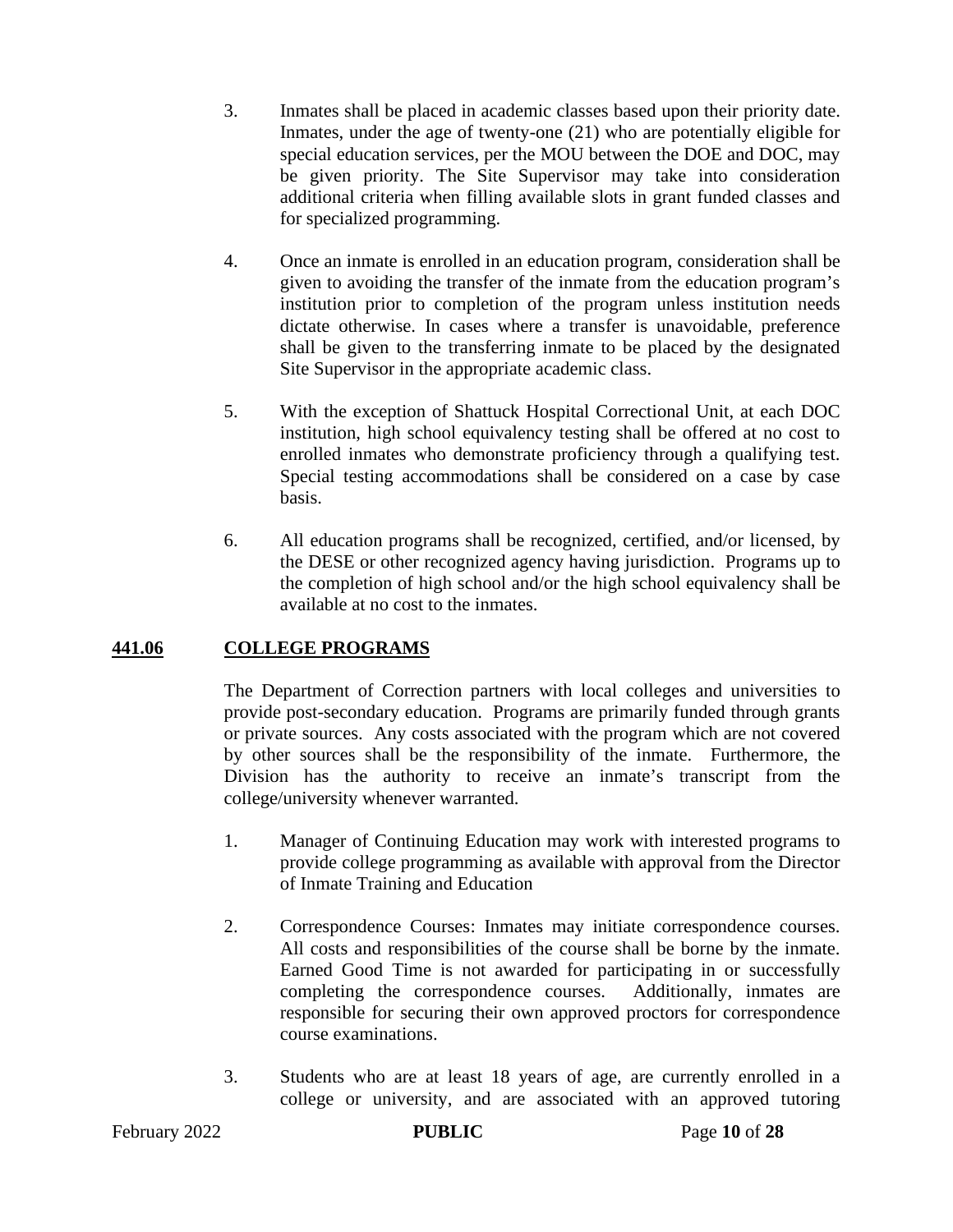3. Inmates shall be placed in academic classes based upon their priority date. Inmates, under the age of twenty-one (21) who are potentially eligible for special education services, per the MOU between the DOE and DOC, may be given priority. The Site Supervisor may take into consideration additional criteria when filling available slots in grant funded classes and for specialized programming.

4. Once an inmate is enrolled in an education program, consideration shall be given to avoiding the transfer of the inmate from the education program's institution prior to completion of the program unless institution needs dictate otherwise. In cases where a transfer is unavoidable, preference shall be given to the transferring inmate to be placed by the designated Site Supervisor in the appropriate academic class.

5. With the exception of Shattuck Hospital Correctional Unit, at each DOC institution, high school equivalency testing shall be offered at no cost to enrolled inmates who demonstrate proficiency through a qualifying test. Special testing accommodations shall be considered on a case by case basis.

6. All education programs shall be recognized, certified, and/or licensed, by the DESE or other recognized agency having jurisdiction. Programs up to the completion of high school and/or the high school equivalency shall be available at no cost to the inmates.

## **441.06 COLLEGE PROGRAMS**

The Department of Correction partners with local colleges and universities to provide post-secondary education. Programs are primarily funded through grants or private sources. Any costs associated with the program which are not covered by other sources shall be the responsibility of the inmate. Furthermore, the Division has the authority to receive an inmate's transcript from the college/university whenever warranted.

1. Manager of Continuing Education may work with interested programs to provide college programming as available with approval from the Director of Inmate Training and Education

2. Correspondence Courses: Inmates may initiate correspondence courses. All costs and responsibilities of the course shall be borne by the inmate. Earned Good Time is not awarded for participating in or successfully completing the correspondence courses. Additionally, inmates are responsible for securing their own approved proctors for correspondence course examinations.

3. Students who are at least 18 years of age, are currently enrolled in a college or university, and are associated with an approved tutoring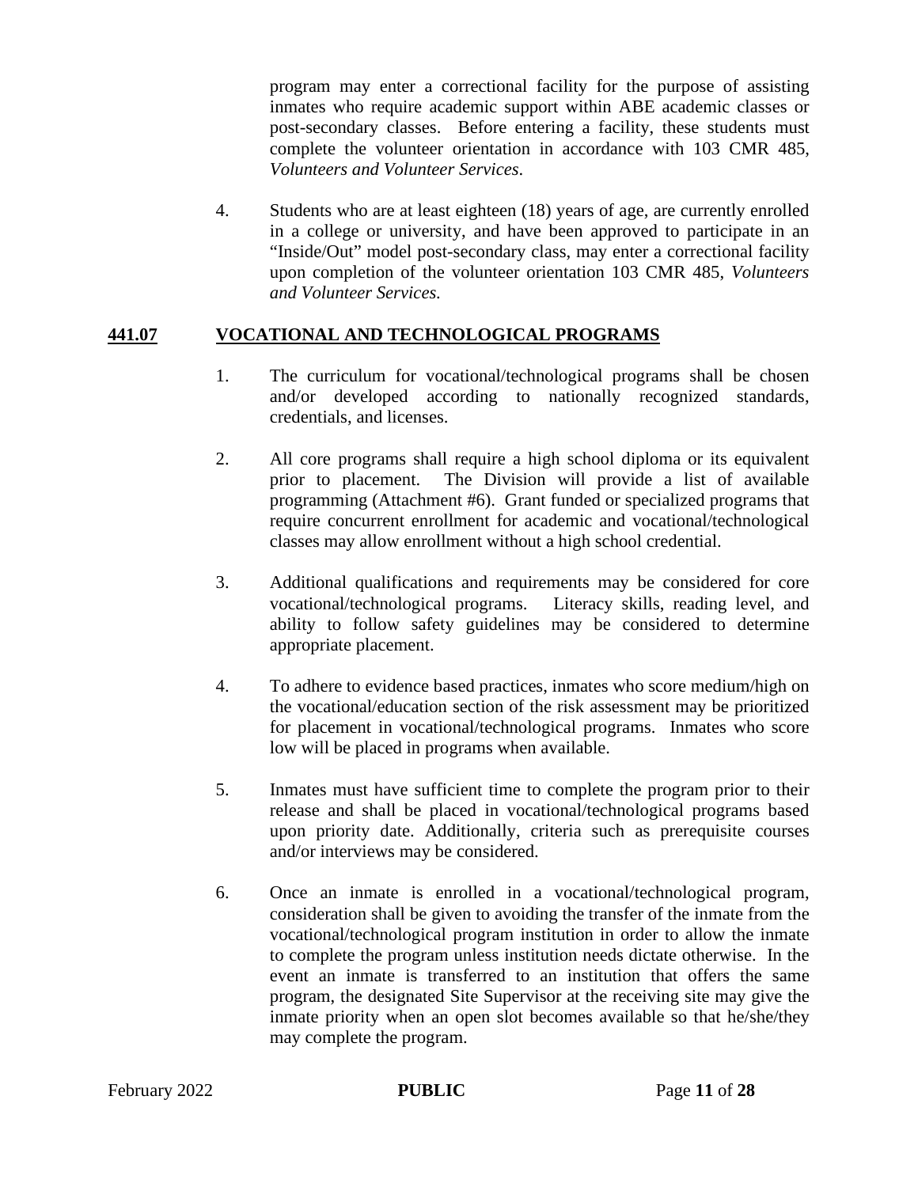program may enter a correctional facility for the purpose of assisting inmates who require academic support within ABE academic classes or post-secondary classes. Before entering a facility, these students must complete the volunteer orientation in accordance with 103 CMR 485, *Volunteers and Volunteer Services*.

4. Students who are at least eighteen (18) years of age, are currently enrolled in a college or university, and have been approved to participate in an "Inside/Out" model post-secondary class, may enter a correctional facility upon completion of the volunteer orientation 103 CMR 485, *Volunteers and Volunteer Services.*

## 441.07 VOCATIONAL AND TECHNOLOGICAL PROGRAMS

1. The curriculum for vocational/technological programs shall be chosen and/or developed according to nationally recognized standards, credentials, and licenses.

2. All core programs shall require a high school diploma or its equivalent prior to placement. The Division will provide a list of available programming (Attachment #6). Grant funded or specialized programs that require concurrent enrollment for academic and vocational/technological classes may allow enrollment without a high school credential.

3. Additional qualifications and requirements may be considered for core vocational/technological programs. Literacy skills, reading level, and ability to follow safety guidelines may be considered to determine appropriate placement.

4. To adhere to evidence based practices, inmates who score medium/high on the vocational/education section of the risk assessment may be prioritized for placement in vocational/technological programs. Inmates who score low will be placed in programs when available.

5. Inmates must have sufficient time to complete the program prior to their release and shall be placed in vocational/technological programs based upon priority date. Additionally, criteria such as prerequisite courses and/or interviews may be considered.

6. Once an inmate is enrolled in a vocational/technological program, consideration shall be given to avoiding the transfer of the inmate from the vocational/technological program institution in order to allow the inmate to complete the program unless institution needs dictate otherwise. In the event an inmate is transferred to an institution that offers the same program, the designated Site Supervisor at the receiving site may give the inmate priority when an open slot becomes available so that he/she/they may complete the program.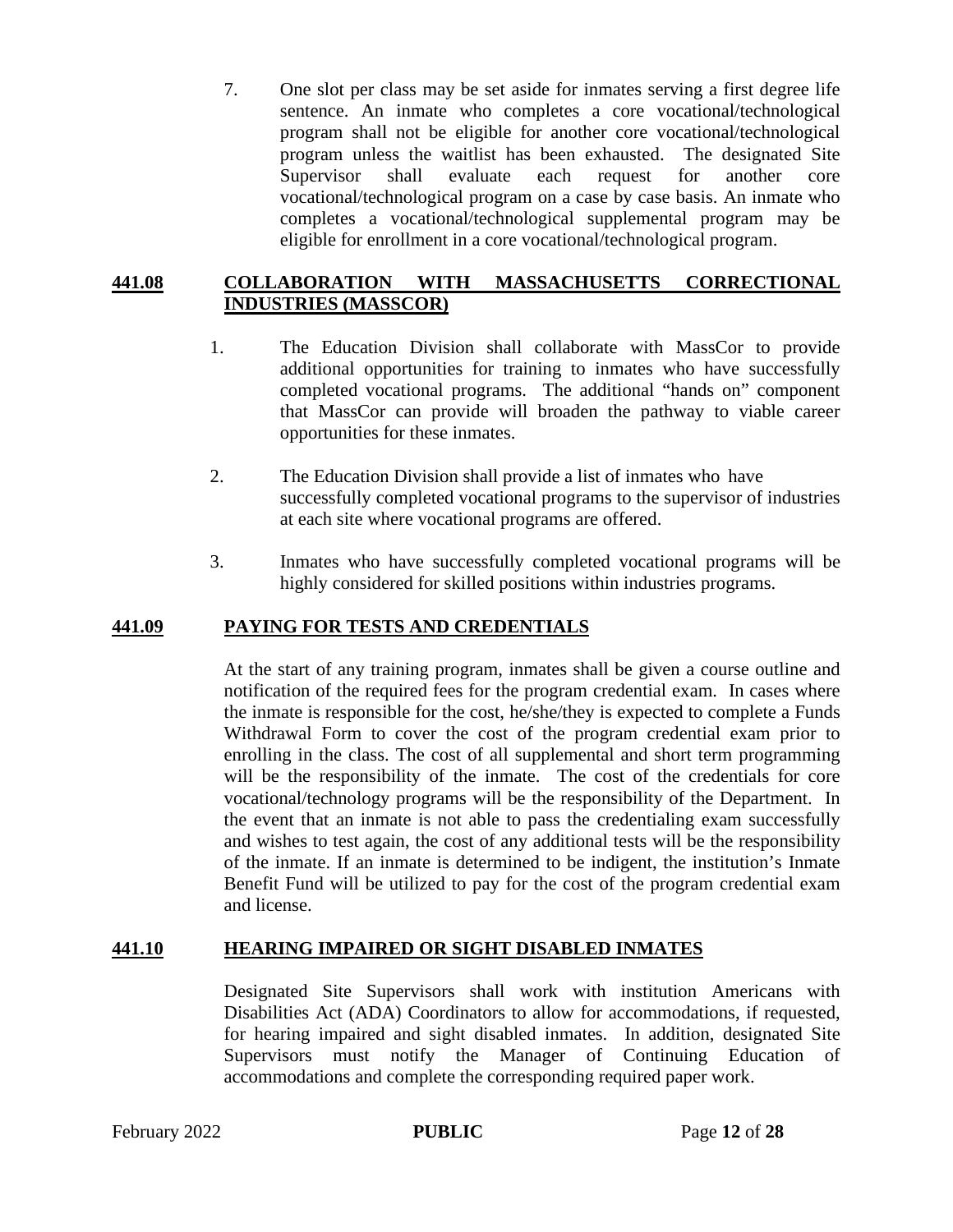7. One slot per class may be set aside for inmates serving a first degree life sentence. An inmate who completes a core vocational/technological program shall not be eligible for another core vocational/technological program unless the waitlist has been exhausted. The designated Site Supervisor shall evaluate each request for another core vocational/technological program on a case by case basis. An inmate who completes a vocational/technological supplemental program may be eligible for enrollment in a core vocational/technological program.

## 441.08 COLLABORATION WITH MASSACHUSETTS CORRECTIONAL INDUSTRIES (MASSCOR)

1. The Education Division shall collaborate with MassCor to provide additional opportunities for training to inmates who have successfully completed vocational programs. The additional "hands on" component that MassCor can provide will broaden the pathway to viable career opportunities for these inmates.

2. The Education Division shall provide a list of inmates who have successfully completed vocational programs to the supervisor of industries at each site where vocational programs are offered.

3. Inmates who have successfully completed vocational programs will be highly considered for skilled positions within industries programs.

## 441.09 PAYING FOR TESTS AND CREDENTIALS

At the start of any training program, inmates shall be given a course outline and notification of the required fees for the program credential exam. In cases where the inmate is responsible for the cost, he/she/they is expected to complete a Funds Withdrawal Form to cover the cost of the program credential exam prior to enrolling in the class. The cost of all supplemental and short term programming will be the responsibility of the inmate. The cost of the credentials for core vocational/technology programs will be the responsibility of the Department. In the event that an inmate is not able to pass the credentialing exam successfully and wishes to test again, the cost of any additional tests will be the responsibility of the inmate. If an inmate is determined to be indigent, the institution's Inmate Benefit Fund will be utilized to pay for the cost of the program credential exam and license.

## 441.10 HEARING IMPAIRED OR SIGHT DISABLED INMATES

Designated Site Supervisors shall work with institution Americans with Disabilities Act (ADA) Coordinators to allow for accommodations, if requested, for hearing impaired and sight disabled inmates. In addition, designated Site Supervisors must notify the Manager of Continuing Education of accommodations and complete the corresponding required paper work.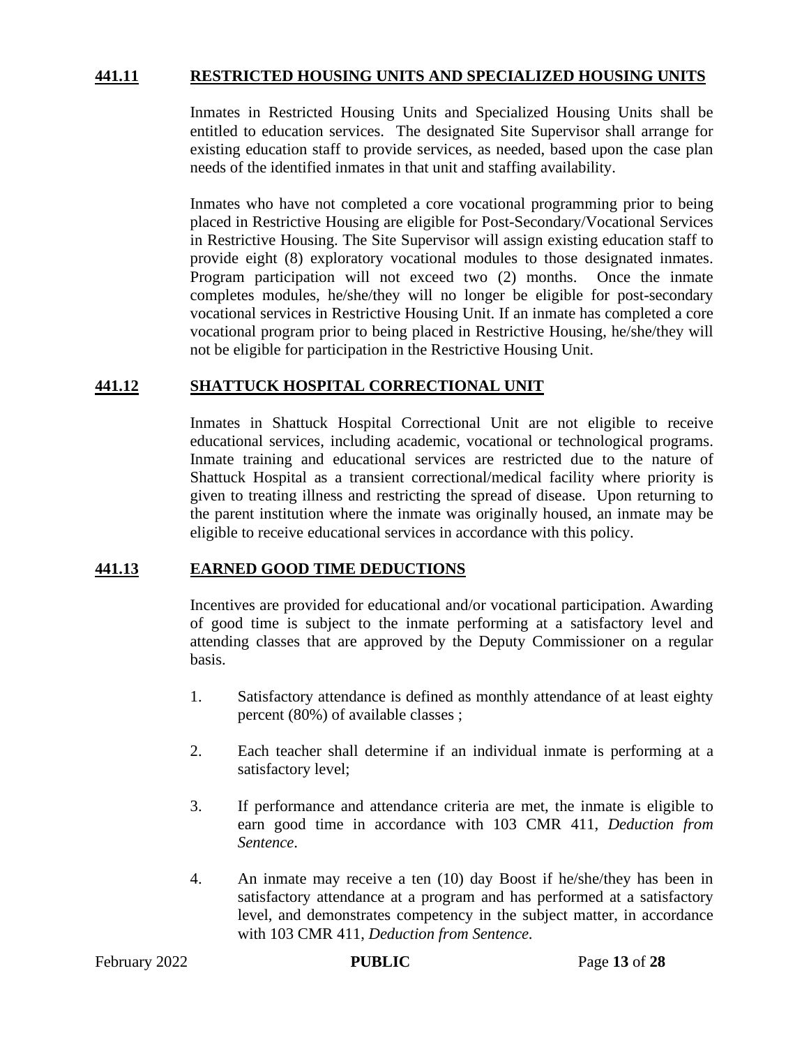## 441.11 RESTRICTED HOUSING UNITS AND SPECIALIZED HOUSING UNITS

Inmates in Restricted Housing Units and Specialized Housing Units shall be entitled to education services. The designated Site Supervisor shall arrange for existing education staff to provide services, as needed, based upon the case plan needs of the identified inmates in that unit and staffing availability.

Inmates who have not completed a core vocational programming prior to being placed in Restrictive Housing are eligible for Post-Secondary/Vocational Services in Restrictive Housing. The Site Supervisor will assign existing education staff to provide eight (8) exploratory vocational modules to those designated inmates. Program participation will not exceed two (2) months. Once the inmate completes modules, he/she/they will no longer be eligible for post-secondary vocational services in Restrictive Housing Unit. If an inmate has completed a core vocational program prior to being placed in Restrictive Housing, he/she/they will not be eligible for participation in the Restrictive Housing Unit.

## 441.12 SHATTUCK HOSPITAL CORRECTIONAL UNIT

Inmates in Shattuck Hospital Correctional Unit are not eligible to receive educational services, including academic, vocational or technological programs. Inmate training and educational services are restricted due to the nature of Shattuck Hospital as a transient correctional/medical facility where priority is given to treating illness and restricting the spread of disease. Upon returning to the parent institution where the inmate was originally housed, an inmate may be eligible to receive educational services in accordance with this policy.

## 441.13 EARNED GOOD TIME DEDUCTIONS

Incentives are provided for educational and/or vocational participation. Awarding of good time is subject to the inmate performing at a satisfactory level and attending classes that are approved by the Deputy Commissioner on a regular basis.

1. Satisfactory attendance is defined as monthly attendance of at least eighty percent (80%) of available classes ;

2. Each teacher shall determine if an individual inmate is performing at a satisfactory level;

3. If performance and attendance criteria are met, the inmate is eligible to earn good time in accordance with 103 CMR 411, *Deduction from Sentence*.

4. An inmate may receive a ten (10) day Boost if he/she/they has been in satisfactory attendance at a program and has performed at a satisfactory level, and demonstrates competency in the subject matter, in accordance with 103 CMR 411, *Deduction from Sentence*.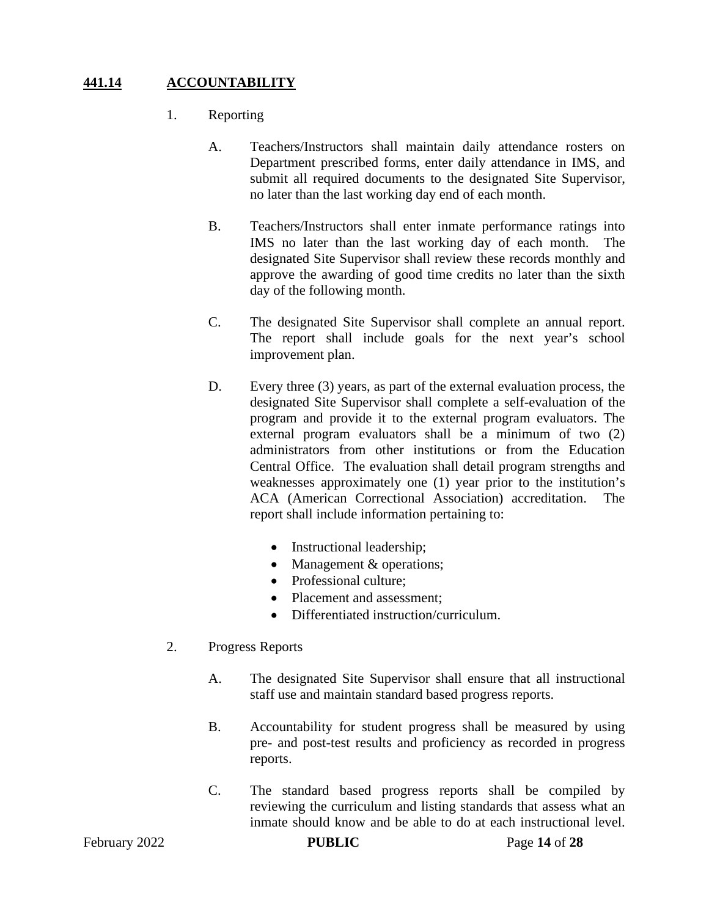## **441.14 ACCOUNTABILITY**

1. Reporting

   A. Teachers/Instructors shall maintain daily attendance rosters on Department prescribed forms, enter daily attendance in IMS, and submit all required documents to the designated Site Supervisor, no later than the last working day end of each month.

   B. Teachers/Instructors shall enter inmate performance ratings into IMS no later than the last working day of each month. The designated Site Supervisor shall review these records monthly and approve the awarding of good time credits no later than the sixth day of the following month.

   C. The designated Site Supervisor shall complete an annual report. The report shall include goals for the next year's school improvement plan.

   D. Every three (3) years, as part of the external evaluation process, the designated Site Supervisor shall complete a self-evaluation of the program and provide it to the external program evaluators. The external program evaluators shall be a minimum of two (2) administrators from other institutions or from the Education Central Office. The evaluation shall detail program strengths and weaknesses approximately one (1) year prior to the institution's ACA (American Correctional Association) accreditation. The report shall include information pertaining to:

      - Instructional leadership;
      - Management & operations;
      - Professional culture;
      - Placement and assessment;
      - Differentiated instruction/curriculum.

2. Progress Reports

   A. The designated Site Supervisor shall ensure that all instructional staff use and maintain standard based progress reports.

   B. Accountability for student progress shall be measured by using pre- and post-test results and proficiency as recorded in progress reports.

   C. The standard based progress reports shall be compiled by reviewing the curriculum and listing standards that assess what an inmate should know and be able to do at each instructional level.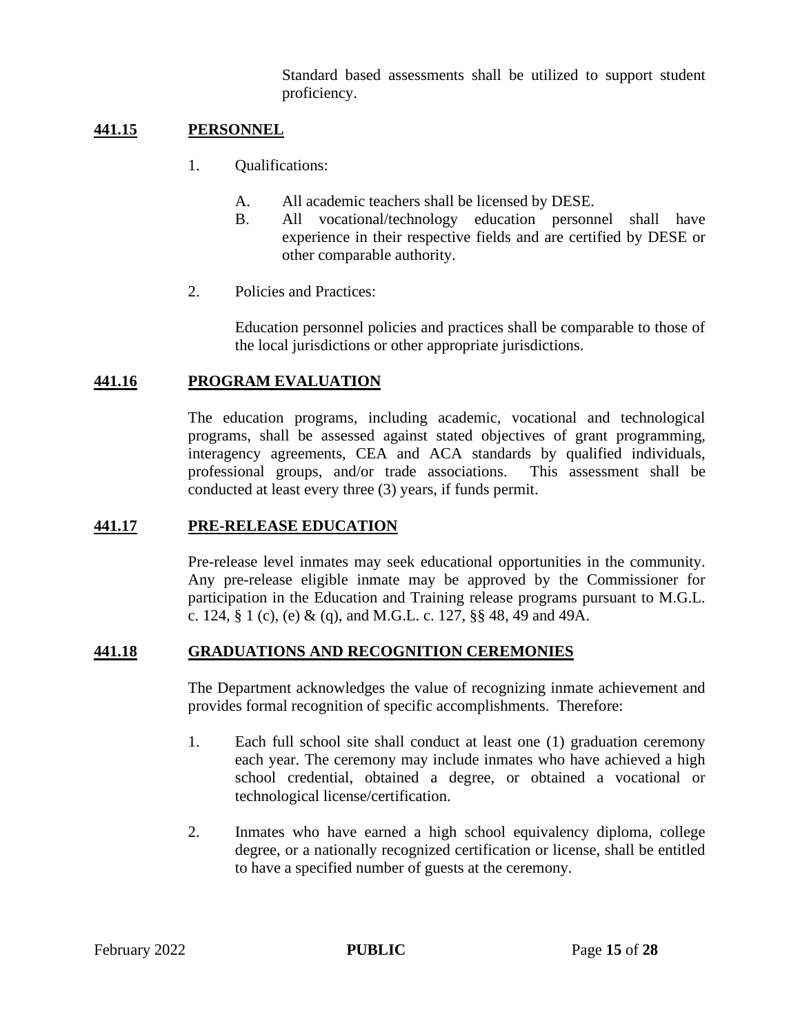Standard based assessments shall be utilized to support student proficiency.

## 441.15 PERSONNEL

1. Qualifications:

   A. All academic teachers shall be licensed by DESE.

   B. All vocational/technology education personnel shall have experience in their respective fields and are certified by DESE or other comparable authority.

2. Policies and Practices:

   Education personnel policies and practices shall be comparable to those of the local jurisdictions or other appropriate jurisdictions.

## 441.16 PROGRAM EVALUATION

The education programs, including academic, vocational and technological programs, shall be assessed against stated objectives of grant programming, interagency agreements, CEA and ACA standards by qualified individuals, professional groups, and/or trade associations. This assessment shall be conducted at least every three (3) years, if funds permit.

## 441.17 PRE-RELEASE EDUCATION

Pre-release level inmates may seek educational opportunities in the community. Any pre-release eligible inmate may be approved by the Commissioner for participation in the Education and Training release programs pursuant to M.G.L. c. 124, § 1 (c), (e) & (q), and M.G.L. c. 127, §§ 48, 49 and 49A.

## 441.18 GRADUATIONS AND RECOGNITION CEREMONIES

The Department acknowledges the value of recognizing inmate achievement and provides formal recognition of specific accomplishments. Therefore:

1. Each full school site shall conduct at least one (1) graduation ceremony each year. The ceremony may include inmates who have achieved a high school credential, obtained a degree, or obtained a vocational or technological license/certification.

2. Inmates who have earned a high school equivalency diploma, college degree, or a nationally recognized certification or license, shall be entitled to have a specified number of guests at the ceremony.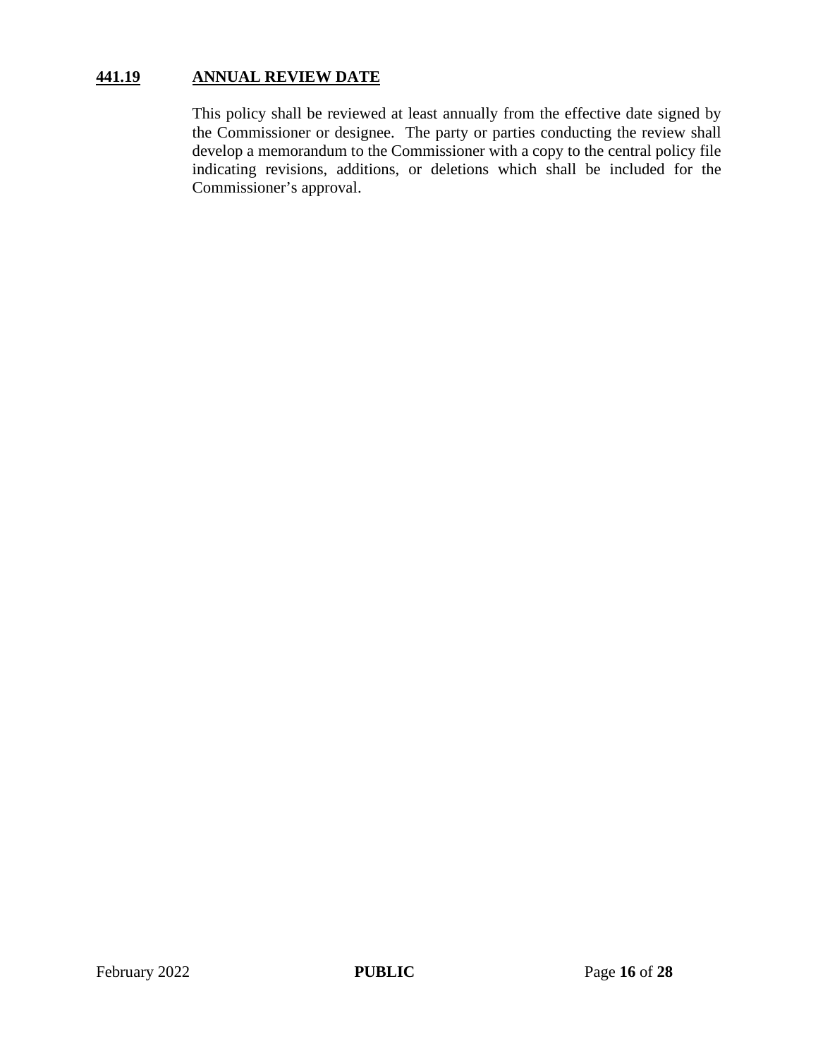## 441.19 ANNUAL REVIEW DATE

This policy shall be reviewed at least annually from the effective date signed by the Commissioner or designee. The party or parties conducting the review shall develop a memorandum to the Commissioner with a copy to the central policy file indicating revisions, additions, or deletions which shall be included for the Commissioner's approval.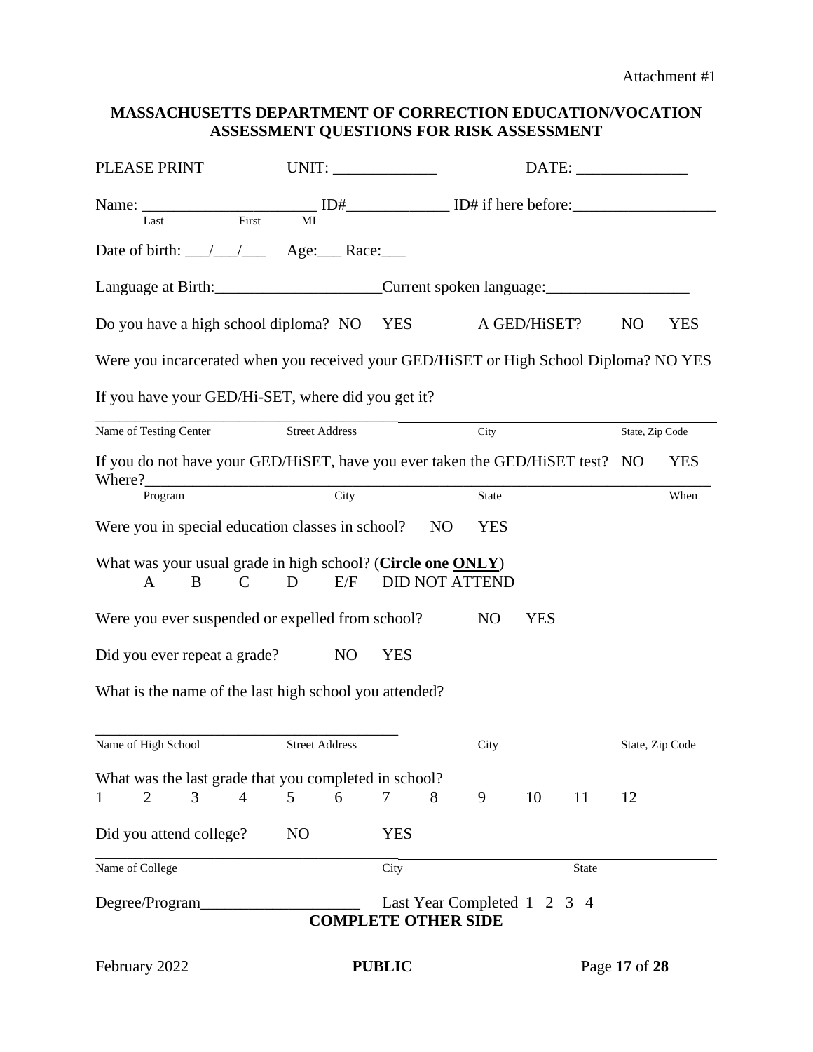Attachment #1

## MASSACHUSETTS DEPARTMENT OF CORRECTION EDUCATION/VOCATION ASSESSMENT QUESTIONS FOR RISK ASSESSMENT

PLEASE PRINT UNIT: _____________ DATE: _________________

Name: ______________________ ID#_____________ ID# if here before:__________________
Last First MI

Date of birth: ___/___/___ Age:___ Race:___

Language at Birth:_____________________Current spoken language:__________________

Do you have a high school diploma? NO YES A GED/HiSET? NO YES

Were you incarcerated when you received your GED/HiSET or High School Diploma? NO YES

If you have your GED/Hi-SET, where did you get it?

______________________________________________________________________________
Name of Testing Center Street Address City State, Zip Code

If you do not have your GED/HiSET, have you ever taken the GED/HiSET test? NO YES
Where?________________________________________________________________________
Program City State When

Were you in special education classes in school? NO YES

What was your usual grade in high school? (**Circle one ONLY**)
A B C D E/F DID NOT ATTEND

Were you ever suspended or expelled from school? NO YES

Did you ever repeat a grade? NO YES

What is the name of the last high school you attended?

______________________________________________________________________________
Name of High School Street Address City State, Zip Code

What was the last grade that you completed in school?
1 2 3 4 5 6 7 8 9 10 11 12

Did you attend college? NO YES

______________________________________________________________________________
Name of College City State

Degree/Program____________________ Last Year Completed 1 2 3 4

**COMPLETE OTHER SIDE**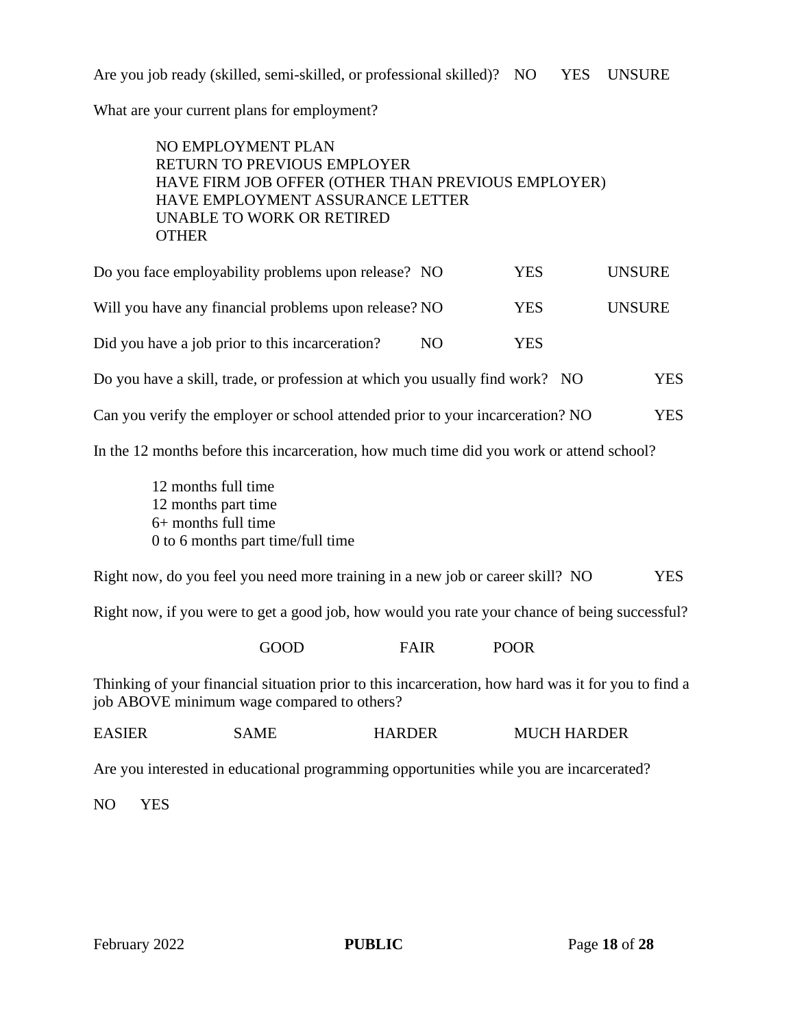Are you job ready (skilled, semi-skilled, or professional skilled)? NO YES UNSURE

What are your current plans for employment?

NO EMPLOYMENT PLAN
RETURN TO PREVIOUS EMPLOYER
HAVE FIRM JOB OFFER (OTHER THAN PREVIOUS EMPLOYER)
HAVE EMPLOYMENT ASSURANCE LETTER
UNABLE TO WORK OR RETIRED
OTHER

Do you face employability problems upon release? NO YES UNSURE

Will you have any financial problems upon release? NO YES UNSURE

Did you have a job prior to this incarceration? NO YES

Do you have a skill, trade, or profession at which you usually find work? NO YES

Can you verify the employer or school attended prior to your incarceration? NO YES

In the 12 months before this incarceration, how much time did you work or attend school?

12 months full time
12 months part time
6+ months full time
0 to 6 months part time/full time

Right now, do you feel you need more training in a new job or career skill? NO YES

Right now, if you were to get a good job, how would you rate your chance of being successful?

GOOD FAIR POOR

Thinking of your financial situation prior to this incarceration, how hard was it for you to find a job ABOVE minimum wage compared to others?

EASIER SAME HARDER MUCH HARDER

Are you interested in educational programming opportunities while you are incarcerated?

NO YES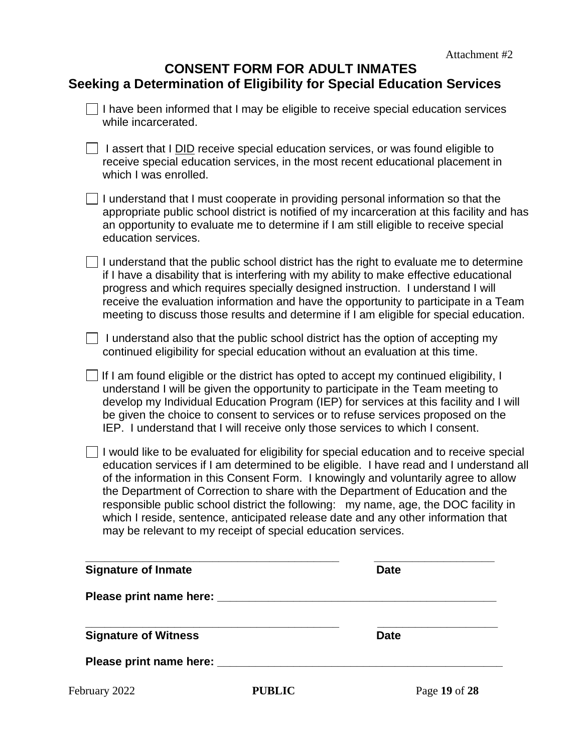Attachment #2

# CONSENT FORM FOR ADULT INMATES
## Seeking a Determination of Eligibility for Special Education Services

☐ I have been informed that I may be eligible to receive special education services while incarcerated.

☐ I assert that I <u>DID</u> receive special education services, or was found eligible to receive special education services, in the most recent educational placement in which I was enrolled.

☐ I understand that I must cooperate in providing personal information so that the appropriate public school district is notified of my incarceration at this facility and has an opportunity to evaluate me to determine if I am still eligible to receive special education services.

☐ I understand that the public school district has the right to evaluate me to determine if I have a disability that is interfering with my ability to make effective educational progress and which requires specially designed instruction. I understand I will receive the evaluation information and have the opportunity to participate in a Team meeting to discuss those results and determine if I am eligible for special education.

☐ I understand also that the public school district has the option of accepting my continued eligibility for special education without an evaluation at this time.

☐ If I am found eligible or the district has opted to accept my continued eligibility, I understand I will be given the opportunity to participate in the Team meeting to develop my Individual Education Program (IEP) for services at this facility and I will be given the choice to consent to services or to refuse services proposed on the IEP. I understand that I will receive only those services to which I consent.

☐ I would like to be evaluated for eligibility for special education and to receive special education services if I am determined to be eligible. I have read and I understand all of the information in this Consent Form. I knowingly and voluntarily agree to allow the Department of Correction to share with the Department of Education and the responsible public school district the following: my name, age, the DOC facility in which I reside, sentence, anticipated release date and any other information that may be relevant to my receipt of special education services.

\_\_\_\_\_\_\_\_\_\_\_\_\_\_\_\_\_\_\_\_\_\_\_\_\_\_\_\_\_\_\_\_\_\_\_\_\_\_\_\_\_\_ \_\_\_\_\_\_\_\_\_\_\_\_\_\_\_\_\_\_\_\_

**Signature of Inmate** **Date**

**Please print name here:** \_\_\_\_\_\_\_\_\_\_\_\_\_\_\_\_\_\_\_\_\_\_\_\_\_\_\_\_\_\_\_\_\_\_\_\_\_\_\_\_\_\_\_\_\_\_

\_\_\_\_\_\_\_\_\_\_\_\_\_\_\_\_\_\_\_\_\_\_\_\_\_\_\_\_\_\_\_\_\_\_\_\_\_\_\_\_\_\_ \_\_\_\_\_\_\_\_\_\_\_\_\_\_\_\_\_\_\_\_

**Signature of Witness** **Date**

**Please print name here:** \_\_\_\_\_\_\_\_\_\_\_\_\_\_\_\_\_\_\_\_\_\_\_\_\_\_\_\_\_\_\_\_\_\_\_\_\_\_\_\_\_\_\_\_\_\_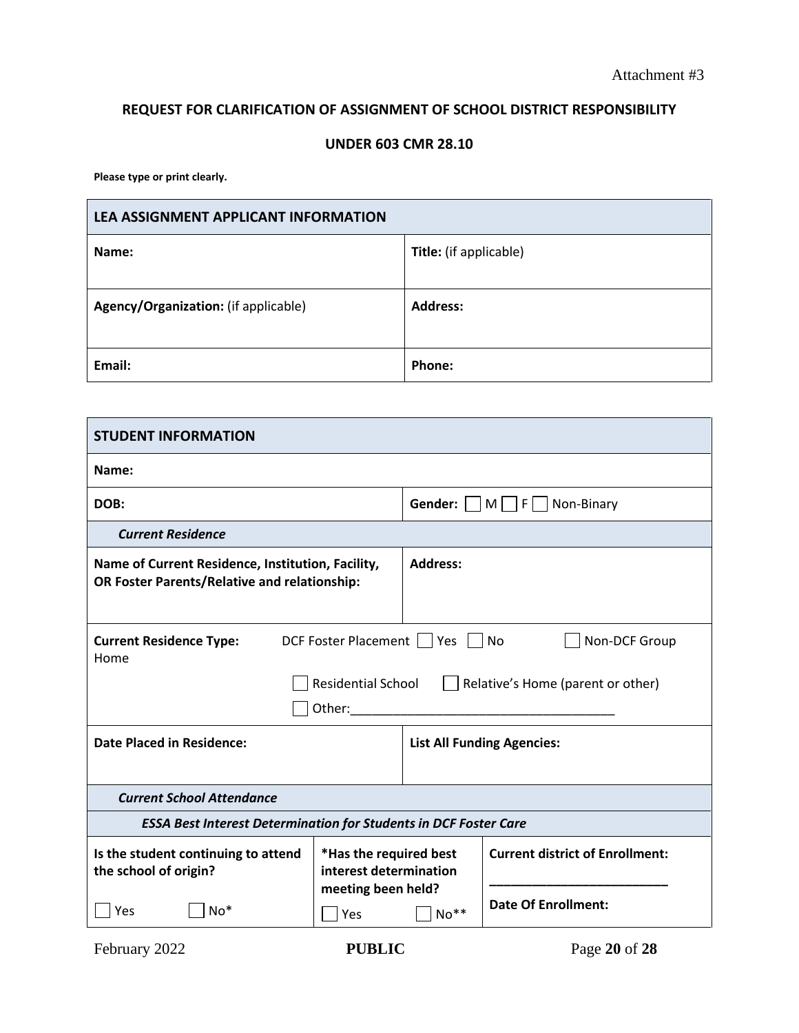Attachment #3

## REQUEST FOR CLARIFICATION OF ASSIGNMENT OF SCHOOL DISTRICT RESPONSIBILITY

## UNDER 603 CMR 28.10

**Please type or print clearly.**

| **LEA ASSIGNMENT APPLICANT INFORMATION** | |
|---|---|
| **Name:** | **Title:** (if applicable) |
| **Agency/Organization:** (if applicable) | **Address:** |
| **Email:** | **Phone:** |

| **STUDENT INFORMATION** | | |
|---|---|---|
| **Name:** | | |
| **DOB:** | | **Gender:** ☐ M ☐ F ☐ Non-Binary |
| ***Current Residence*** | | |
| **Name of Current Residence, Institution, Facility, OR Foster Parents/Relative and relationship:** | | **Address:** |
| **Current Residence Type:** DCF Foster Placement ☐ Yes ☐ No ☐ Non-DCF Group Home ☐ Residential School ☐ Relative's Home (parent or other) ☐ Other:_____________________________________ | | |
| **Date Placed in Residence:** | | **List All Funding Agencies:** |
| ***Current School Attendance*** | | |
| ***ESSA Best Interest Determination for Students in DCF Foster Care*** | | |
| **Is the student continuing to attend the school of origin?** ☐ Yes ☐ No* | ***Has the required best interest determination meeting been held?** ☐ Yes ☐ No** | **Current district of Enrollment:** _________________________ **Date Of Enrollment:** |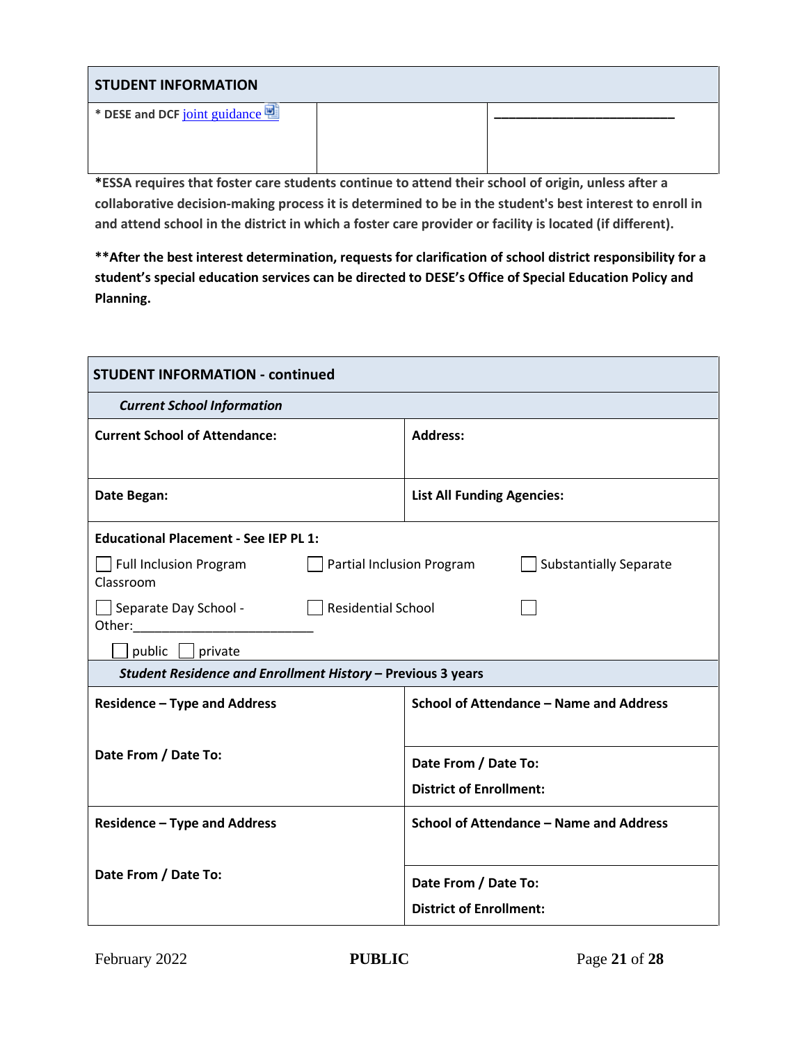| STUDENT INFORMATION | | |
|---|---|---|
| * DESE and DCF joint guidance | | ___________________________ |

***ESSA requires that foster care students continue to attend their school of origin, unless after a collaborative decision-making process it is determined to be in the student's best interest to enroll in and attend school in the district in which a foster care provider or facility is located (if different).**

****After the best interest determination, requests for clarification of school district responsibility for a student's special education services can be directed to DESE's Office of Special Education Policy and Planning.**

| STUDENT INFORMATION - continued | |
|---|---|
| ***Current School Information*** | |
| **Current School of Attendance:** | **Address:** |
| **Date Began:** | **List All Funding Agencies:** |
| **Educational Placement - See IEP PL 1:**<br>☐ Full Inclusion Program Classroom ☐ Partial Inclusion Program ☐ Substantially Separate<br>☐ Separate Day School - ☐ Residential School ☐ Other:___________________________<br>☐ public ☐ private | |
| ***Student Residence and Enrollment History* – Previous 3 years** | |
| **Residence – Type and Address**<br><br>**Date From / Date To:** | **School of Attendance – Name and Address**<br><br>**Date From / Date To:**<br>**District of Enrollment:** |
| **Residence – Type and Address**<br><br>**Date From / Date To:** | **School of Attendance – Name and Address**<br><br>**Date From / Date To:**<br>**District of Enrollment:** |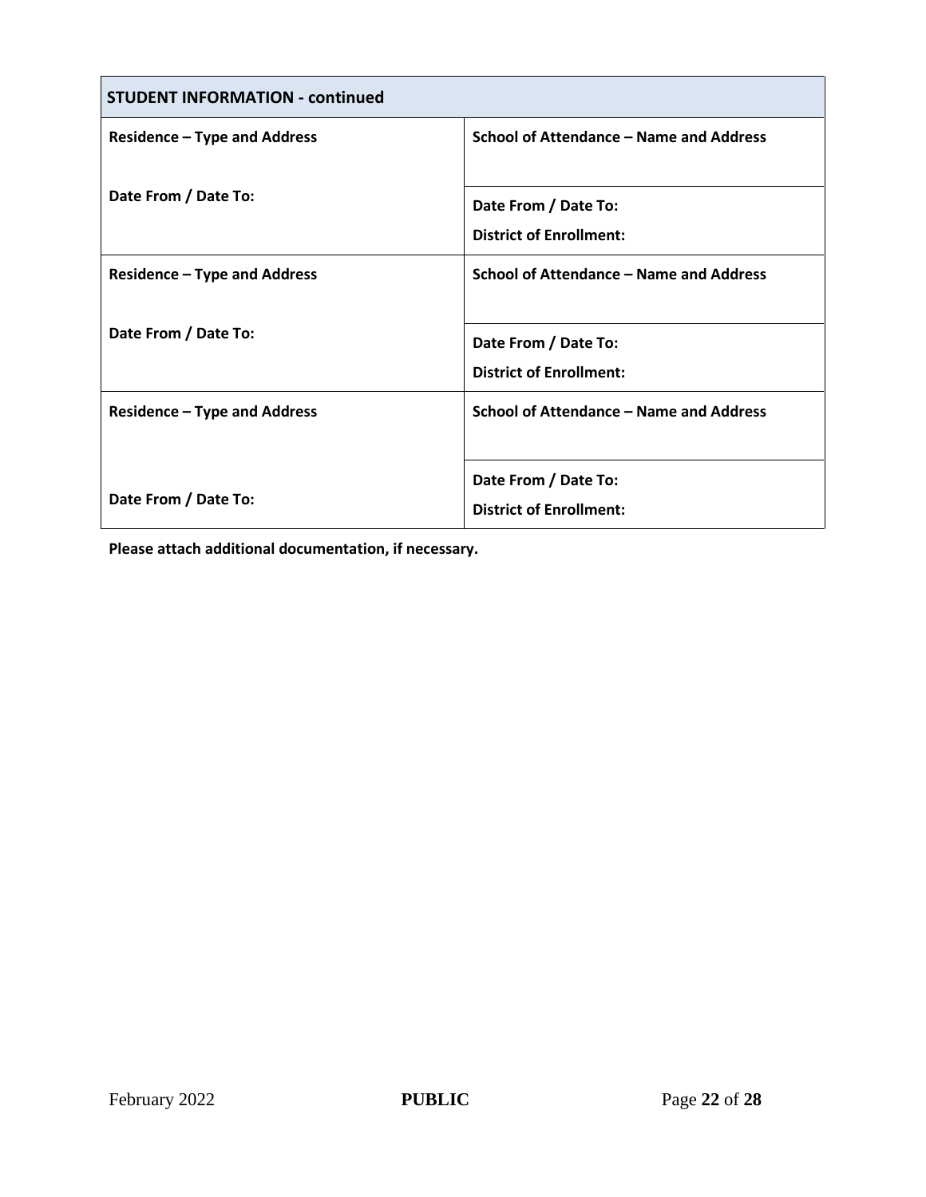| STUDENT INFORMATION - continued | |
|---|---|
| **Residence – Type and Address** | **School of Attendance – Name and Address** |
| **Date From / Date To:** | **Date From / Date To:**<br>**District of Enrollment:** |
| **Residence – Type and Address** | **School of Attendance – Name and Address** |
| **Date From / Date To:** | **Date From / Date To:**<br>**District of Enrollment:** |
| **Residence – Type and Address** | **School of Attendance – Name and Address** |
| **Date From / Date To:** | **Date From / Date To:**<br>**District of Enrollment:** |

**Please attach additional documentation, if necessary.**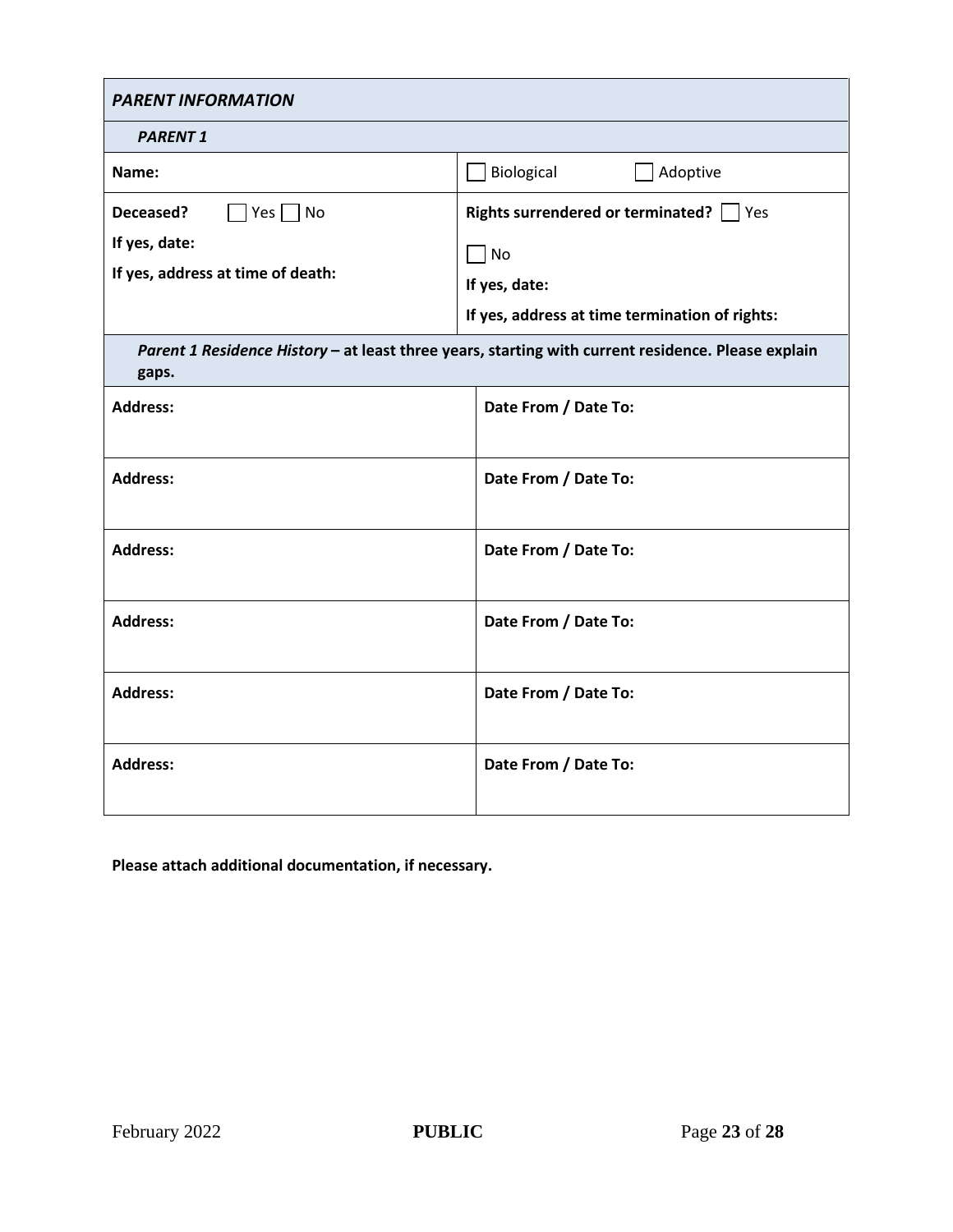| ***PARENT INFORMATION*** | |
|---|---|
| ***PARENT 1*** | |
| **Name:** | ☐ Biological ☐ Adoptive |
| **Deceased?** ☐ Yes ☐ No<br>**If yes, date:**<br>**If yes, address at time of death:** | **Rights surrendered or terminated?** ☐ Yes<br>☐ No<br>**If yes, date:**<br>**If yes, address at time termination of rights:** |
| ***Parent 1 Residence History*** **– at least three years, starting with current residence. Please explain gaps.** | |
| **Address:** | **Date From / Date To:** |
| **Address:** | **Date From / Date To:** |
| **Address:** | **Date From / Date To:** |
| **Address:** | **Date From / Date To:** |
| **Address:** | **Date From / Date To:** |
| **Address:** | **Date From / Date To:** |

**Please attach additional documentation, if necessary.**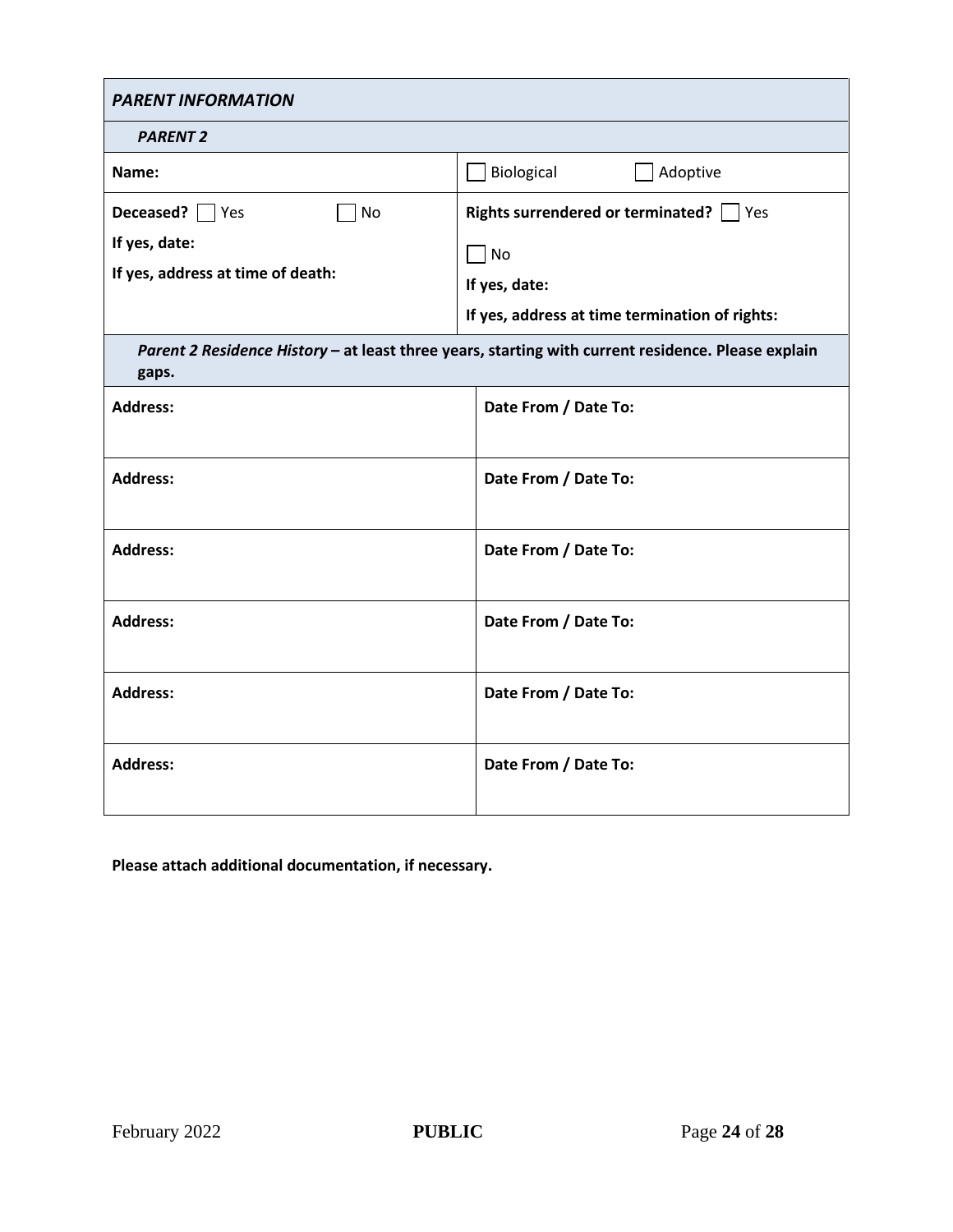| *PARENT INFORMATION* | |
|---|---|
| ***PARENT 2*** | |
| **Name:** | ☐ Biological ☐ Adoptive |
| **Deceased?** ☐ Yes ☐ No<br>**If yes, date:**<br>**If yes, address at time of death:** | **Rights surrendered or terminated?** ☐ Yes<br>☐ No<br>**If yes, date:**<br>**If yes, address at time termination of rights:** |

| ***Parent 2 Residence History*** **– at least three years, starting with current residence. Please explain gaps.** | |
|---|---|
| **Address:** | **Date From / Date To:** |
| **Address:** | **Date From / Date To:** |
| **Address:** | **Date From / Date To:** |
| **Address:** | **Date From / Date To:** |
| **Address:** | **Date From / Date To:** |
| **Address:** | **Date From / Date To:** |

**Please attach additional documentation, if necessary.**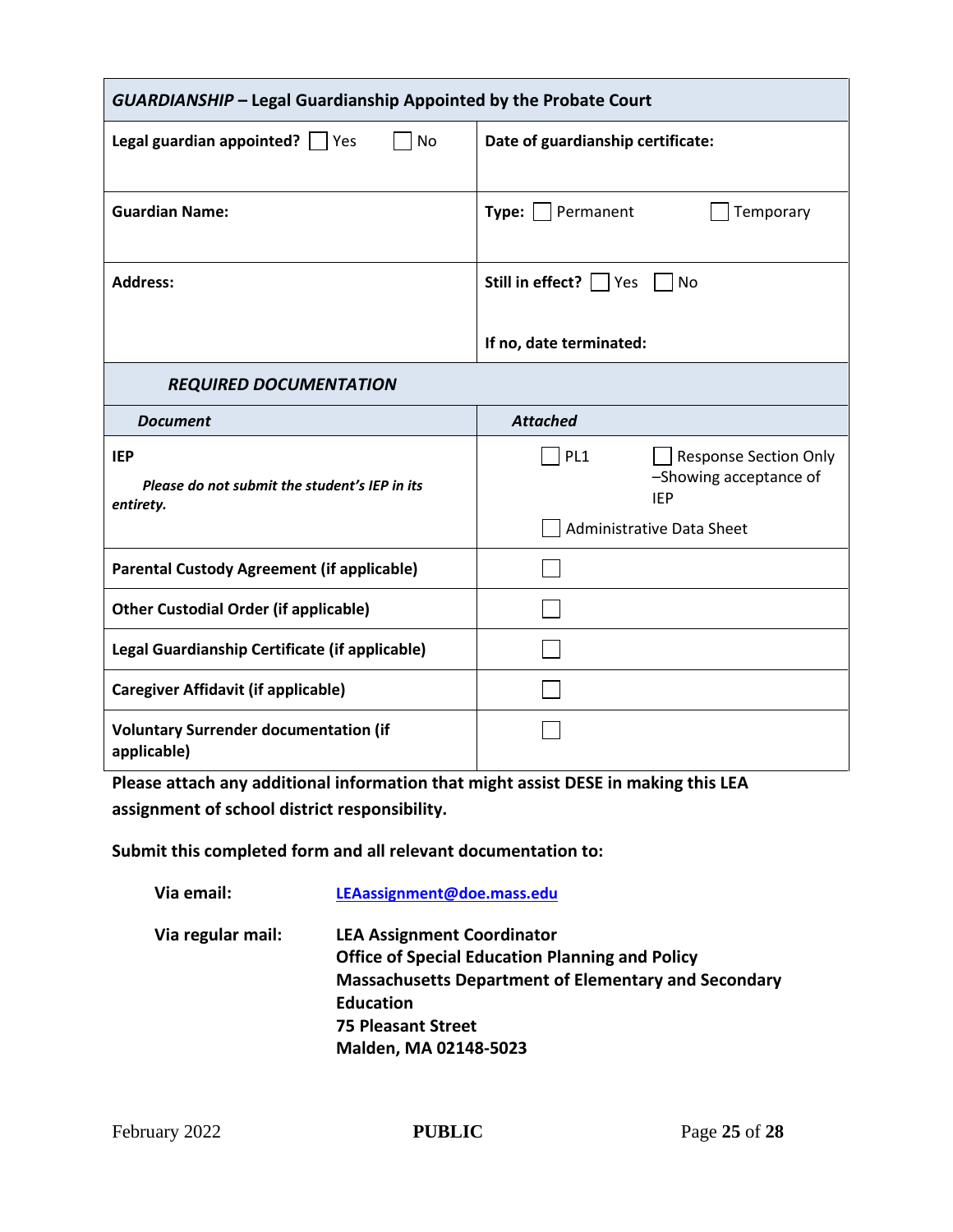| *GUARDIANSHIP* – Legal Guardianship Appointed by the Probate Court | |
|---|---|
| **Legal guardian appointed?** ☐ Yes ☐ No | **Date of guardianship certificate:** |
| **Guardian Name:** | **Type:** ☐ Permanent ☐ Temporary |
| **Address:** | **Still in effect?** ☐ Yes ☐ No<br><br>**If no, date terminated:** |

| ***REQUIRED DOCUMENTATION*** | |
|---|---|
| ***Document*** | ***Attached*** |
| **IEP**<br>***Please do not submit the student's IEP in its entirety.*** | ☐ PL1 ☐ Response Section Only –Showing acceptance of IEP<br>☐ Administrative Data Sheet |
| **Parental Custody Agreement (if applicable)** | ☐ |
| **Other Custodial Order (if applicable)** | ☐ |
| **Legal Guardianship Certificate (if applicable)** | ☐ |
| **Caregiver Affidavit (if applicable)** | ☐ |
| **Voluntary Surrender documentation (if applicable)** | ☐ |

**Please attach any additional information that might assist DESE in making this LEA assignment of school district responsibility.**

**Submit this completed form and all relevant documentation to:**

**Via email:** [LEAassignment@doe.mass.edu](mailto:LEAassignment@doe.mass.edu)

**Via regular mail:**
**LEA Assignment Coordinator**
**Office of Special Education Planning and Policy**
**Massachusetts Department of Elementary and Secondary Education**
**75 Pleasant Street**
**Malden, MA 02148-5023**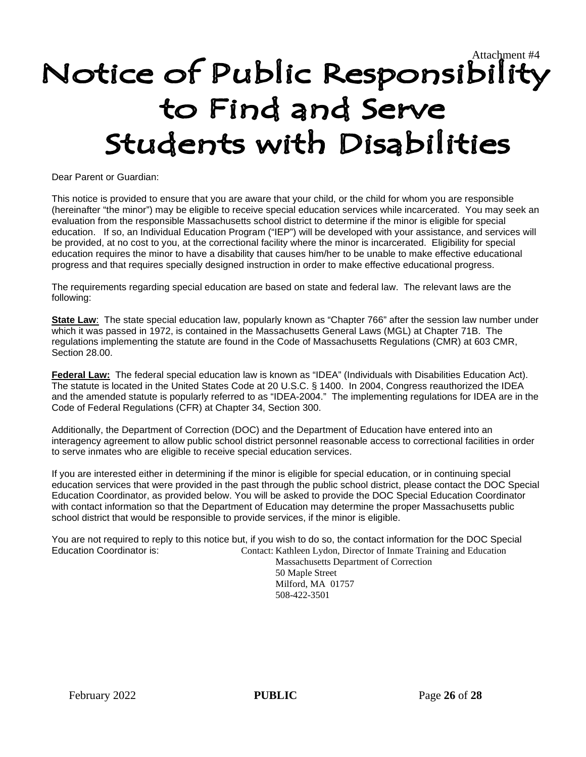Attachment #4

# Notice of Public Responsibility to Find and Serve Students with Disabilities

Dear Parent or Guardian:

This notice is provided to ensure that you are aware that your child, or the child for whom you are responsible (hereinafter "the minor") may be eligible to receive special education services while incarcerated. You may seek an evaluation from the responsible Massachusetts school district to determine if the minor is eligible for special education. If so, an Individual Education Program ("IEP") will be developed with your assistance, and services will be provided, at no cost to you, at the correctional facility where the minor is incarcerated. Eligibility for special education requires the minor to have a disability that causes him/her to be unable to make effective educational progress and that requires specially designed instruction in order to make effective educational progress.

The requirements regarding special education are based on state and federal law. The relevant laws are the following:

**State Law**: The state special education law, popularly known as "Chapter 766" after the session law number under which it was passed in 1972, is contained in the Massachusetts General Laws (MGL) at Chapter 71B. The regulations implementing the statute are found in the Code of Massachusetts Regulations (CMR) at 603 CMR, Section 28.00.

**Federal Law:** The federal special education law is known as "IDEA" (Individuals with Disabilities Education Act). The statute is located in the United States Code at 20 U.S.C. § 1400. In 2004, Congress reauthorized the IDEA and the amended statute is popularly referred to as "IDEA-2004." The implementing regulations for IDEA are in the Code of Federal Regulations (CFR) at Chapter 34, Section 300.

Additionally, the Department of Correction (DOC) and the Department of Education have entered into an interagency agreement to allow public school district personnel reasonable access to correctional facilities in order to serve inmates who are eligible to receive special education services.

If you are interested either in determining if the minor is eligible for special education, or in continuing special education services that were provided in the past through the public school district, please contact the DOC Special Education Coordinator, as provided below. You will be asked to provide the DOC Special Education Coordinator with contact information so that the Department of Education may determine the proper Massachusetts public school district that would be responsible to provide services, if the minor is eligible.

You are not required to reply to this notice but, if you wish to do so, the contact information for the DOC Special Education Coordinator is:

Contact: Kathleen Lydon, Director of Inmate Training and Education
Massachusetts Department of Correction
50 Maple Street
Milford, MA 01757
508-422-3501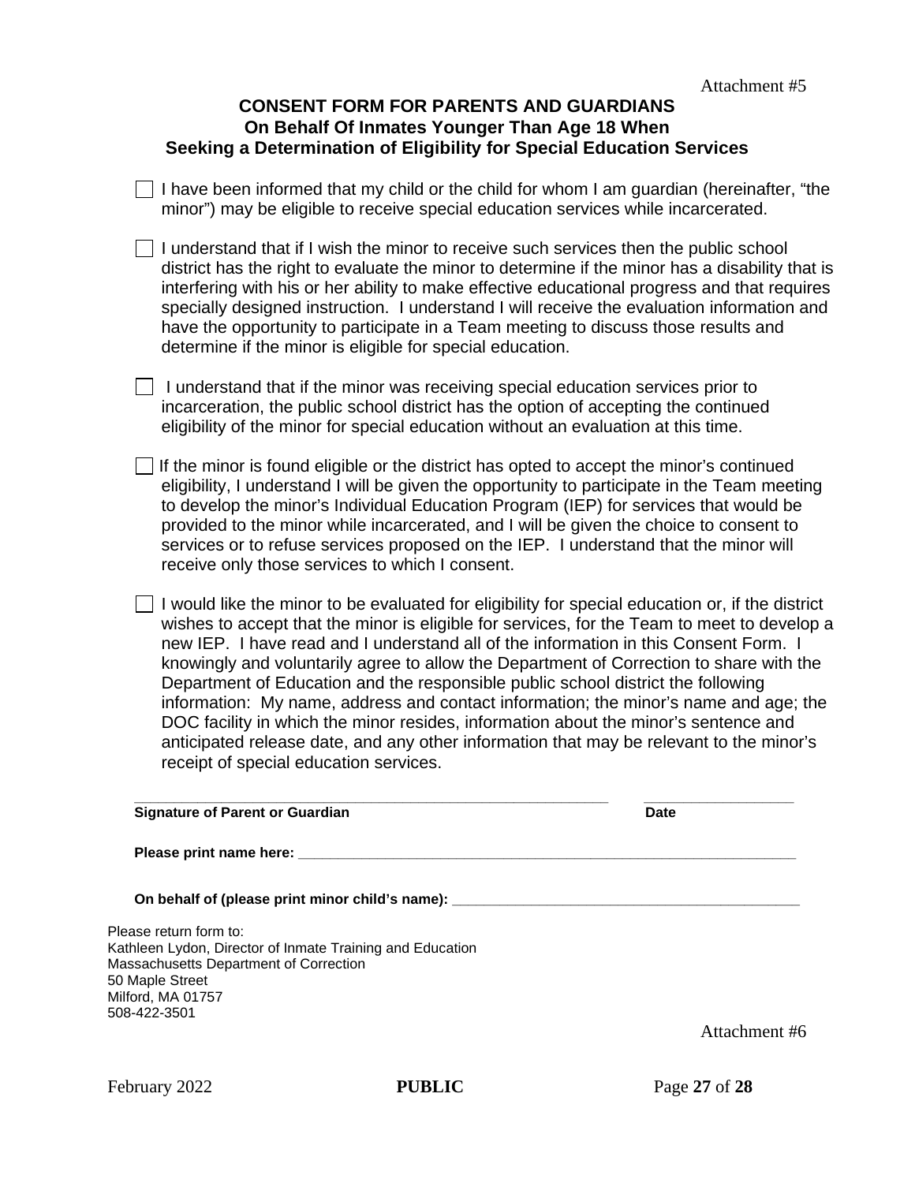Attachment #5

# CONSENT FORM FOR PARENTS AND GUARDIANS
## On Behalf Of Inmates Younger Than Age 18 When Seeking a Determination of Eligibility for Special Education Services

☐ I have been informed that my child or the child for whom I am guardian (hereinafter, "the minor") may be eligible to receive special education services while incarcerated.

☐ I understand that if I wish the minor to receive such services then the public school district has the right to evaluate the minor to determine if the minor has a disability that is interfering with his or her ability to make effective educational progress and that requires specially designed instruction. I understand I will receive the evaluation information and have the opportunity to participate in a Team meeting to discuss those results and determine if the minor is eligible for special education.

☐ I understand that if the minor was receiving special education services prior to incarceration, the public school district has the option of accepting the continued eligibility of the minor for special education without an evaluation at this time.

☐ If the minor is found eligible or the district has opted to accept the minor's continued eligibility, I understand I will be given the opportunity to participate in the Team meeting to develop the minor's Individual Education Program (IEP) for services that would be provided to the minor while incarcerated, and I will be given the choice to consent to services or to refuse services proposed on the IEP. I understand that the minor will receive only those services to which I consent.

☐ I would like the minor to be evaluated for eligibility for special education or, if the district wishes to accept that the minor is eligible for services, for the Team to meet to develop a new IEP. I have read and I understand all of the information in this Consent Form. I knowingly and voluntarily agree to allow the Department of Correction to share with the Department of Education and the responsible public school district the following information: My name, address and contact information; the minor's name and age; the DOC facility in which the minor resides, information about the minor's sentence and anticipated release date, and any other information that may be relevant to the minor's receipt of special education services.

______________________________________________________________ ___________________
**Signature of Parent or Guardian** **Date**

**Please print name here:** ________________________________________________________________

**On behalf of (please print minor child's name):** ______________________________________________

Please return form to:
Kathleen Lydon, Director of Inmate Training and Education
Massachusetts Department of Correction
50 Maple Street
Milford, MA 01757
508-422-3501

Attachment #6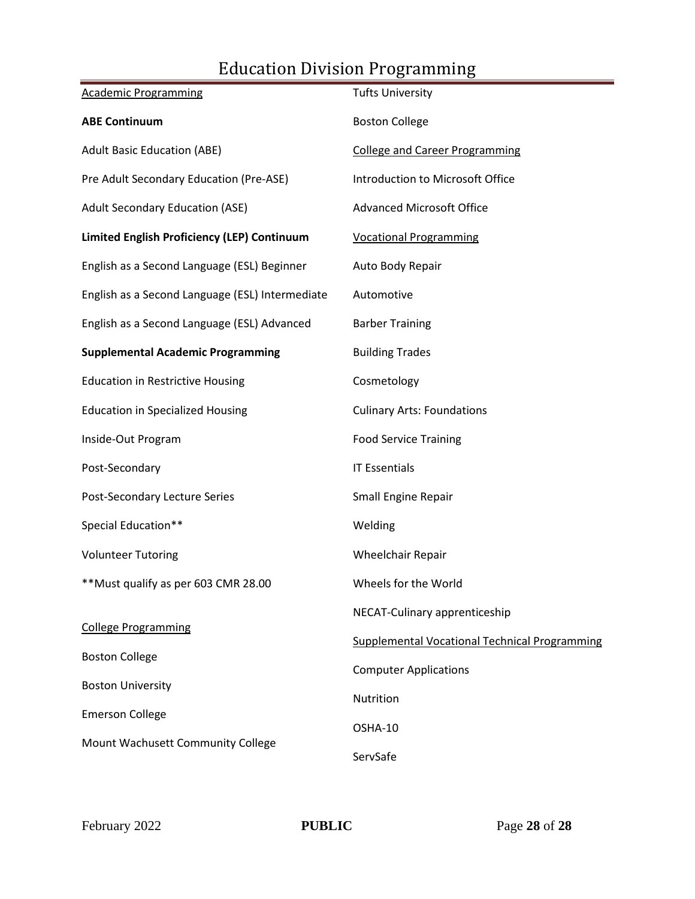# Education Division Programming

<u>Academic Programming</u>

**ABE Continuum**

Adult Basic Education (ABE)

Pre Adult Secondary Education (Pre-ASE)

Adult Secondary Education (ASE)

**Limited English Proficiency (LEP) Continuum**

English as a Second Language (ESL) Beginner

English as a Second Language (ESL) Intermediate

English as a Second Language (ESL) Advanced

**Supplemental Academic Programming**

Education in Restrictive Housing

Education in Specialized Housing

Inside-Out Program

Post-Secondary

Post-Secondary Lecture Series

Special Education**

Volunteer Tutoring

**Must qualify as per 603 CMR 28.00

<u>College Programming</u>

Boston College

Boston University

Emerson College

Mount Wachusett Community College

Tufts University

Boston College

<u>College and Career Programming</u>

Introduction to Microsoft Office

Advanced Microsoft Office

<u>Vocational Programming</u>

Auto Body Repair

Automotive

Barber Training

Building Trades

Cosmetology

Culinary Arts: Foundations

Food Service Training

IT Essentials

Small Engine Repair

Welding

Wheelchair Repair

Wheels for the World

NECAT-Culinary apprenticeship

<u>Supplemental Vocational Technical Programming</u>

Computer Applications

Nutrition

OSHA-10

ServSafe